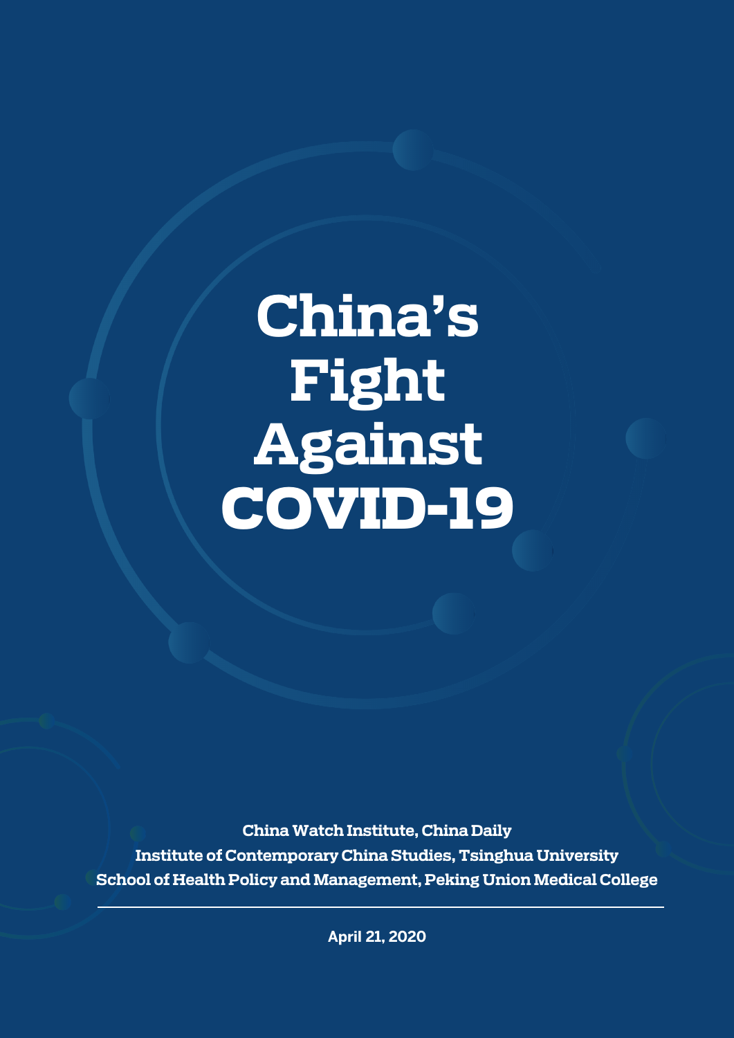# China's Fight Against COVID-19

**China Watch Institute, China Daily**
**Institute of Contemporary China Studies, Tsinghua University**
**School of Health Policy and Management, Peking Union Medical College**

---

**April 21, 2020**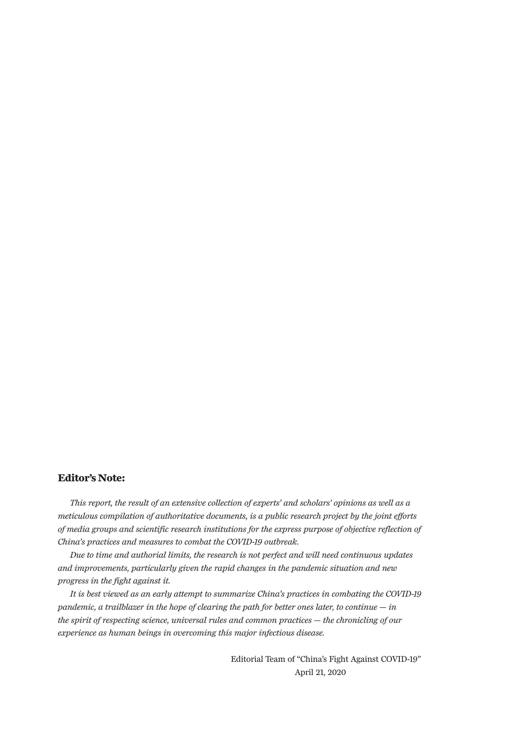**Editor's Note:**

*This report, the result of an extensive collection of experts' and scholars' opinions as well as a meticulous compilation of authoritative documents, is a public research project by the joint efforts of media groups and scientific research institutions for the express purpose of objective reflection of China's practices and measures to combat the COVID-19 outbreak.*

*Due to time and authorial limits, the research is not perfect and will need continuous updates and improvements, particularly given the rapid changes in the pandemic situation and new progress in the fight against it.*

*It is best viewed as an early attempt to summarize China's practices in combating the COVID-19 pandemic, a trailblazer in the hope of clearing the path for better ones later, to continue — in the spirit of respecting science, universal rules and common practices — the chronicling of our experience as human beings in overcoming this major infectious disease.*

Editorial Team of "China's Fight Against COVID-19"
April 21, 2020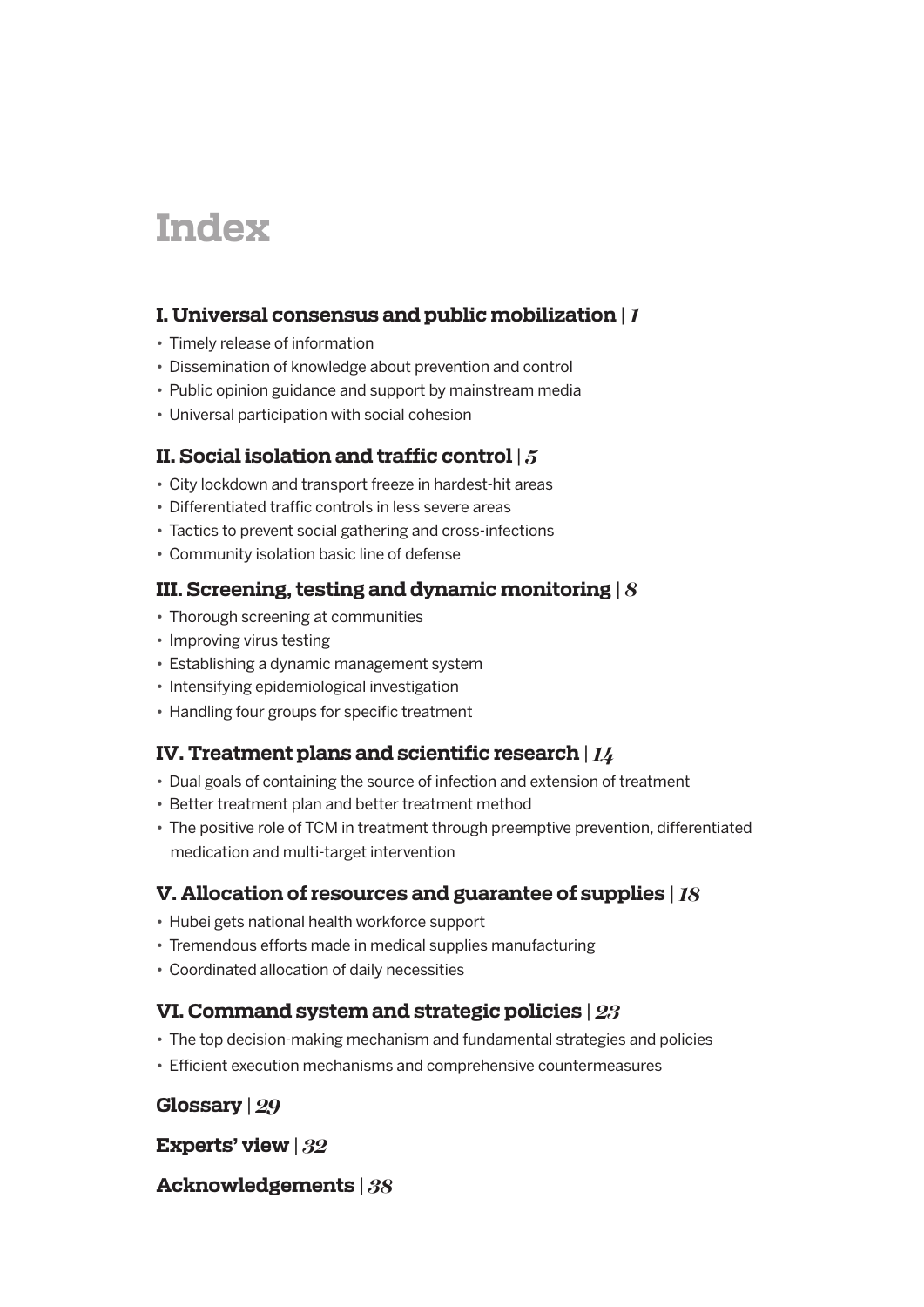# Index

## I. Universal consensus and public mobilization | *1*

- Timely release of information
- Dissemination of knowledge about prevention and control
- Public opinion guidance and support by mainstream media
- Universal participation with social cohesion

## II. Social isolation and traffic control | *5*

- City lockdown and transport freeze in hardest-hit areas
- Differentiated traffic controls in less severe areas
- Tactics to prevent social gathering and cross-infections
- Community isolation basic line of defense

## III. Screening, testing and dynamic monitoring | *8*

- Thorough screening at communities
- Improving virus testing
- Establishing a dynamic management system
- Intensifying epidemiological investigation
- Handling four groups for specific treatment

## IV. Treatment plans and scientific research | *14*

- Dual goals of containing the source of infection and extension of treatment
- Better treatment plan and better treatment method
- The positive role of TCM in treatment through preemptive prevention, differentiated medication and multi-target intervention

## V. Allocation of resources and guarantee of supplies | *18*

- Hubei gets national health workforce support
- Tremendous efforts made in medical supplies manufacturing
- Coordinated allocation of daily necessities

## VI. Command system and strategic policies | *23*

- The top decision-making mechanism and fundamental strategies and policies
- Efficient execution mechanisms and comprehensive countermeasures

## Glossary | *29*

## Experts' view | *32*

## Acknowledgements | *38*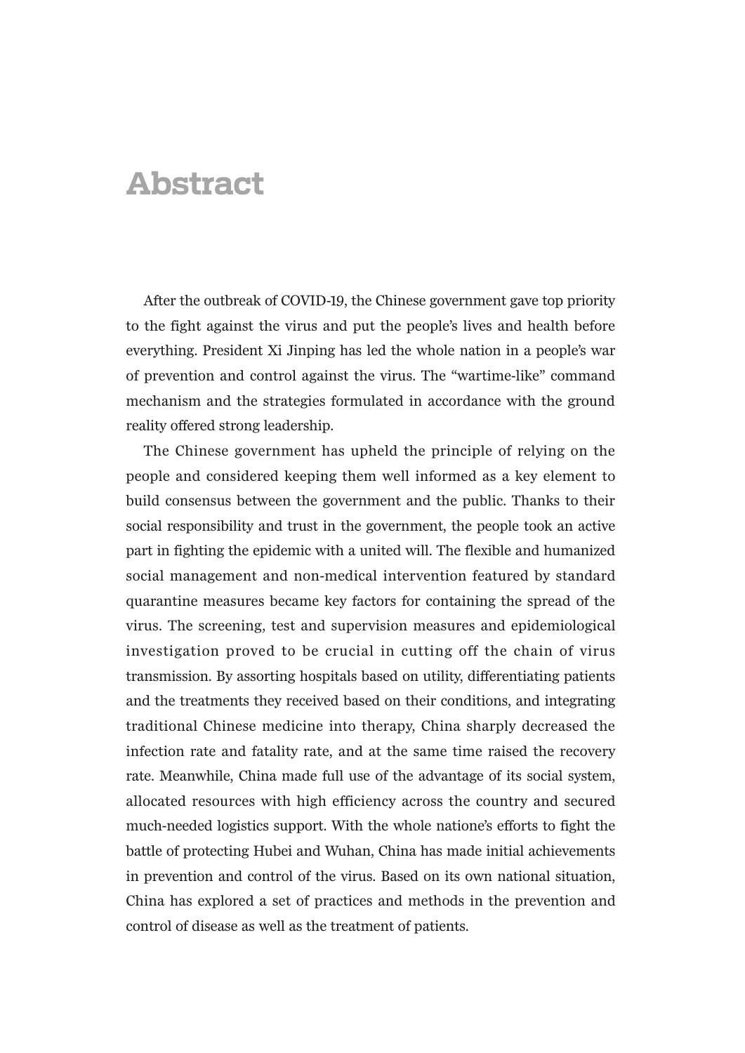# Abstract

After the outbreak of COVID-19, the Chinese government gave top priority to the fight against the virus and put the people's lives and health before everything. President Xi Jinping has led the whole nation in a people's war of prevention and control against the virus. The "wartime-like" command mechanism and the strategies formulated in accordance with the ground reality offered strong leadership.

The Chinese government has upheld the principle of relying on the people and considered keeping them well informed as a key element to build consensus between the government and the public. Thanks to their social responsibility and trust in the government, the people took an active part in fighting the epidemic with a united will. The flexible and humanized social management and non-medical intervention featured by standard quarantine measures became key factors for containing the spread of the virus. The screening, test and supervision measures and epidemiological investigation proved to be crucial in cutting off the chain of virus transmission. By assorting hospitals based on utility, differentiating patients and the treatments they received based on their conditions, and integrating traditional Chinese medicine into therapy, China sharply decreased the infection rate and fatality rate, and at the same time raised the recovery rate. Meanwhile, China made full use of the advantage of its social system, allocated resources with high efficiency across the country and secured much-needed logistics support. With the whole natione's efforts to fight the battle of protecting Hubei and Wuhan, China has made initial achievements in prevention and control of the virus. Based on its own national situation, China has explored a set of practices and methods in the prevention and control of disease as well as the treatment of patients.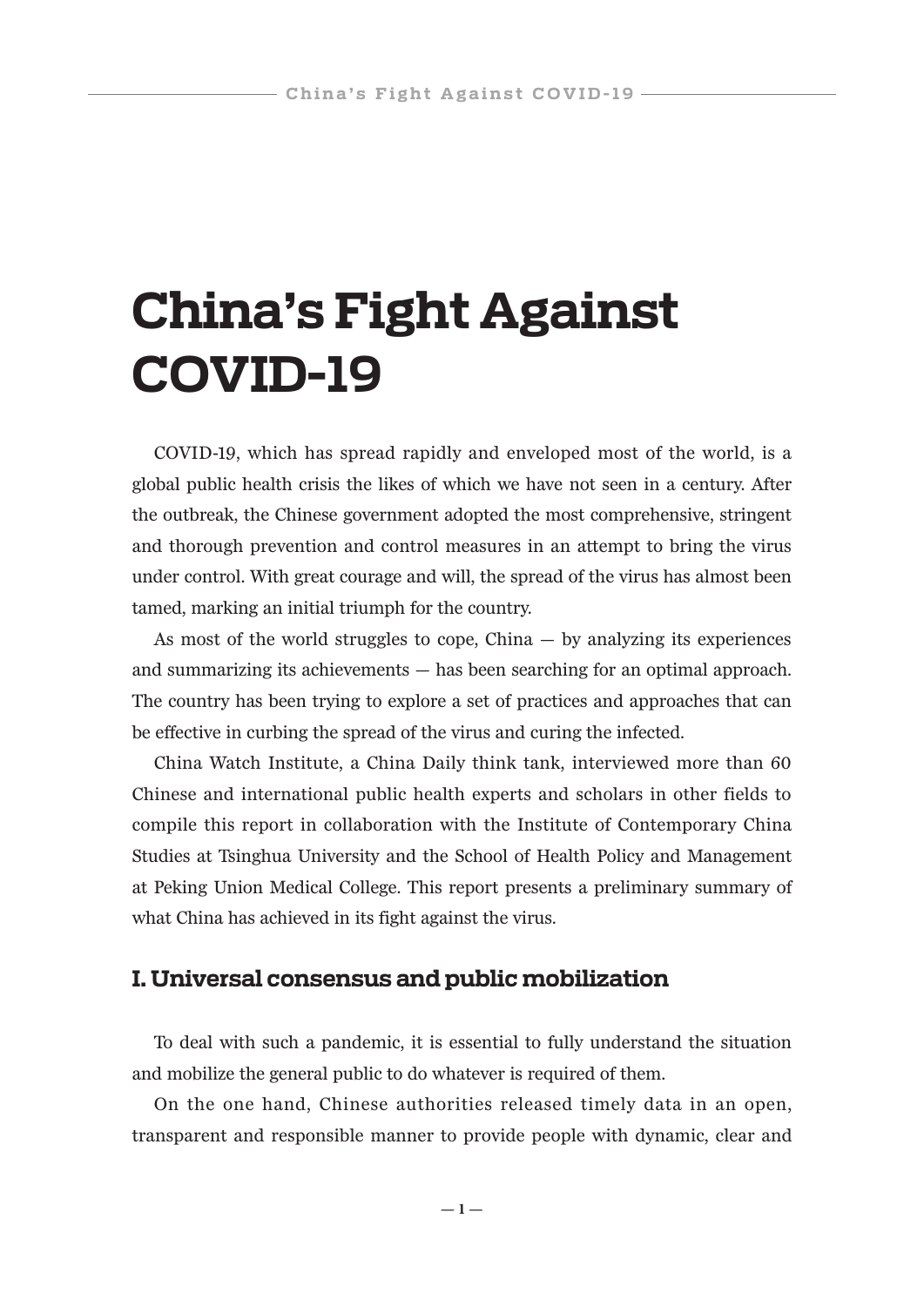# China's Fight Against COVID-19

COVID-19, which has spread rapidly and enveloped most of the world, is a global public health crisis the likes of which we have not seen in a century. After the outbreak, the Chinese government adopted the most comprehensive, stringent and thorough prevention and control measures in an attempt to bring the virus under control. With great courage and will, the spread of the virus has almost been tamed, marking an initial triumph for the country.

As most of the world struggles to cope, China — by analyzing its experiences and summarizing its achievements — has been searching for an optimal approach. The country has been trying to explore a set of practices and approaches that can be effective in curbing the spread of the virus and curing the infected.

China Watch Institute, a China Daily think tank, interviewed more than 60 Chinese and international public health experts and scholars in other fields to compile this report in collaboration with the Institute of Contemporary China Studies at Tsinghua University and the School of Health Policy and Management at Peking Union Medical College. This report presents a preliminary summary of what China has achieved in its fight against the virus.

## I. Universal consensus and public mobilization

To deal with such a pandemic, it is essential to fully understand the situation and mobilize the general public to do whatever is required of them.

On the one hand, Chinese authorities released timely data in an open, transparent and responsible manner to provide people with dynamic, clear and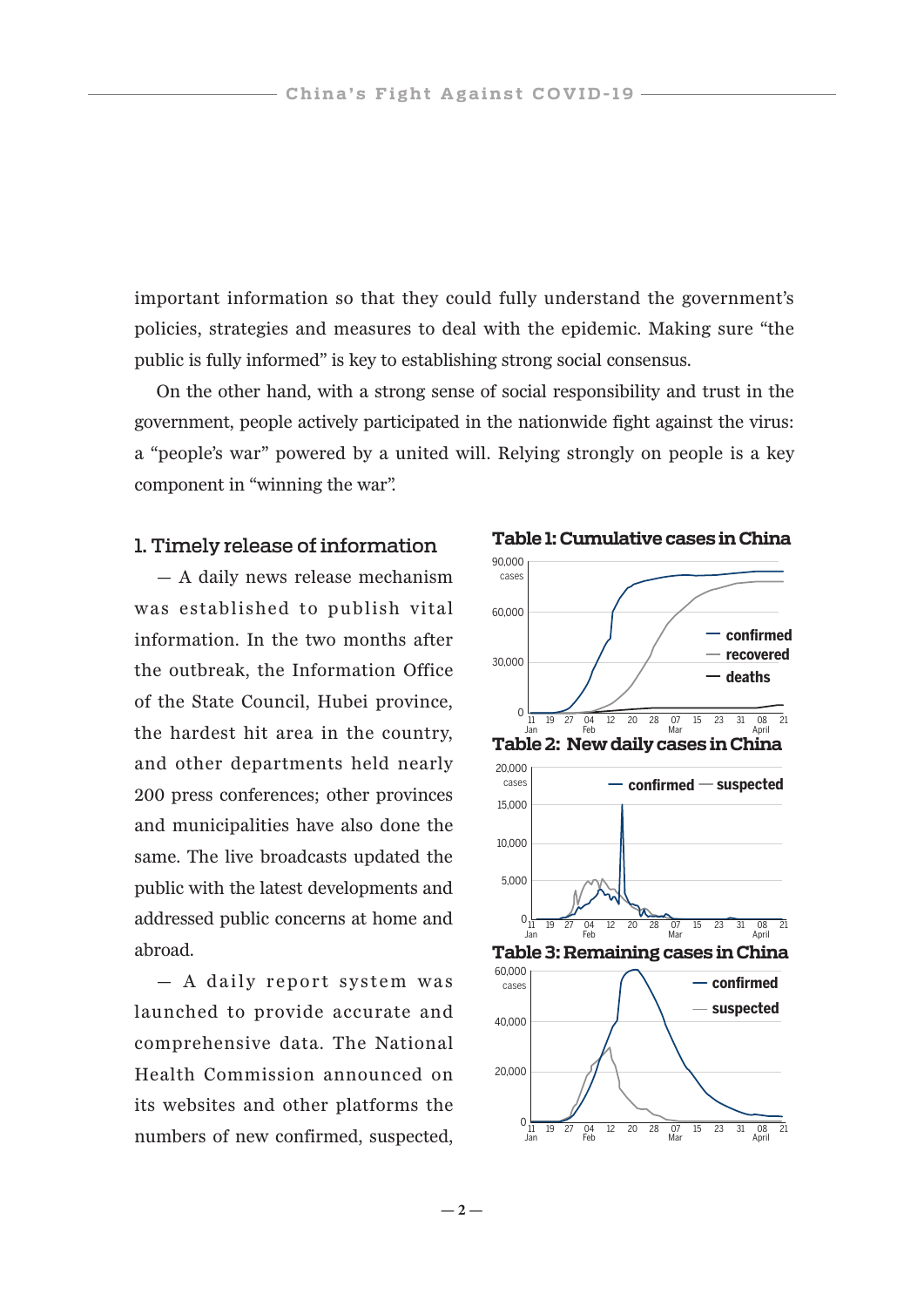important information so that they could fully understand the government's policies, strategies and measures to deal with the epidemic. Making sure "the public is fully informed" is key to establishing strong social consensus.

On the other hand, with a strong sense of social responsibility and trust in the government, people actively participated in the nationwide fight against the virus: a "people's war" powered by a united will. Relying strongly on people is a key component in "winning the war".

### 1. Timely release of information

— A daily news release mechanism was established to publish vital information. In the two months after the outbreak, the Information Office of the State Council, Hubei province, the hardest hit area in the country, and other departments held nearly 200 press conferences; other provinces and municipalities have also done the same. The live broadcasts updated the public with the latest developments and addressed public concerns at home and abroad.

— A daily report system was launched to provide accurate and comprehensive data. The National Health Commission announced on its websites and other platforms the numbers of new confirmed, suspected,

**Table 1: Cumulative cases in China**

**Table 2: New daily cases in China**

**Table 3: Remaining cases in China**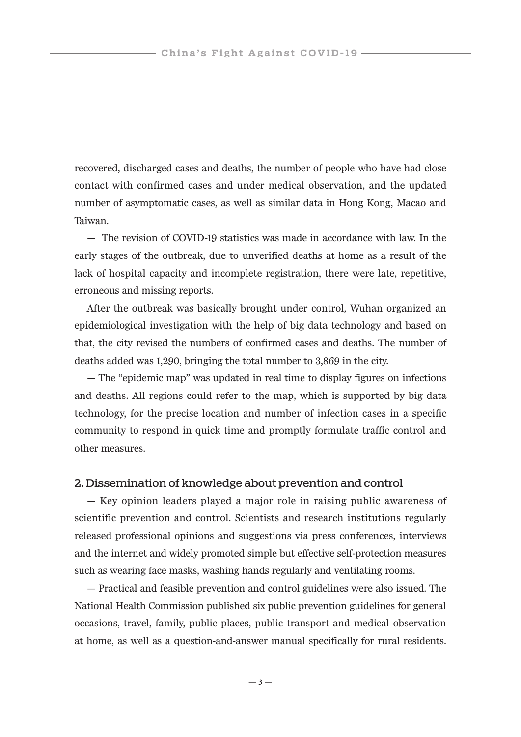recovered, discharged cases and deaths, the number of people who have had close contact with confirmed cases and under medical observation, and the updated number of asymptomatic cases, as well as similar data in Hong Kong, Macao and Taiwan.

— The revision of COVID-19 statistics was made in accordance with law. In the early stages of the outbreak, due to unverified deaths at home as a result of the lack of hospital capacity and incomplete registration, there were late, repetitive, erroneous and missing reports.

After the outbreak was basically brought under control, Wuhan organized an epidemiological investigation with the help of big data technology and based on that, the city revised the numbers of confirmed cases and deaths. The number of deaths added was 1,290, bringing the total number to 3,869 in the city.

— The "epidemic map" was updated in real time to display figures on infections and deaths. All regions could refer to the map, which is supported by big data technology, for the precise location and number of infection cases in a specific community to respond in quick time and promptly formulate traffic control and other measures.

## 2. Dissemination of knowledge about prevention and control

— Key opinion leaders played a major role in raising public awareness of scientific prevention and control. Scientists and research institutions regularly released professional opinions and suggestions via press conferences, interviews and the internet and widely promoted simple but effective self-protection measures such as wearing face masks, washing hands regularly and ventilating rooms.

— Practical and feasible prevention and control guidelines were also issued. The National Health Commission published six public prevention guidelines for general occasions, travel, family, public places, public transport and medical observation at home, as well as a question-and-answer manual specifically for rural residents.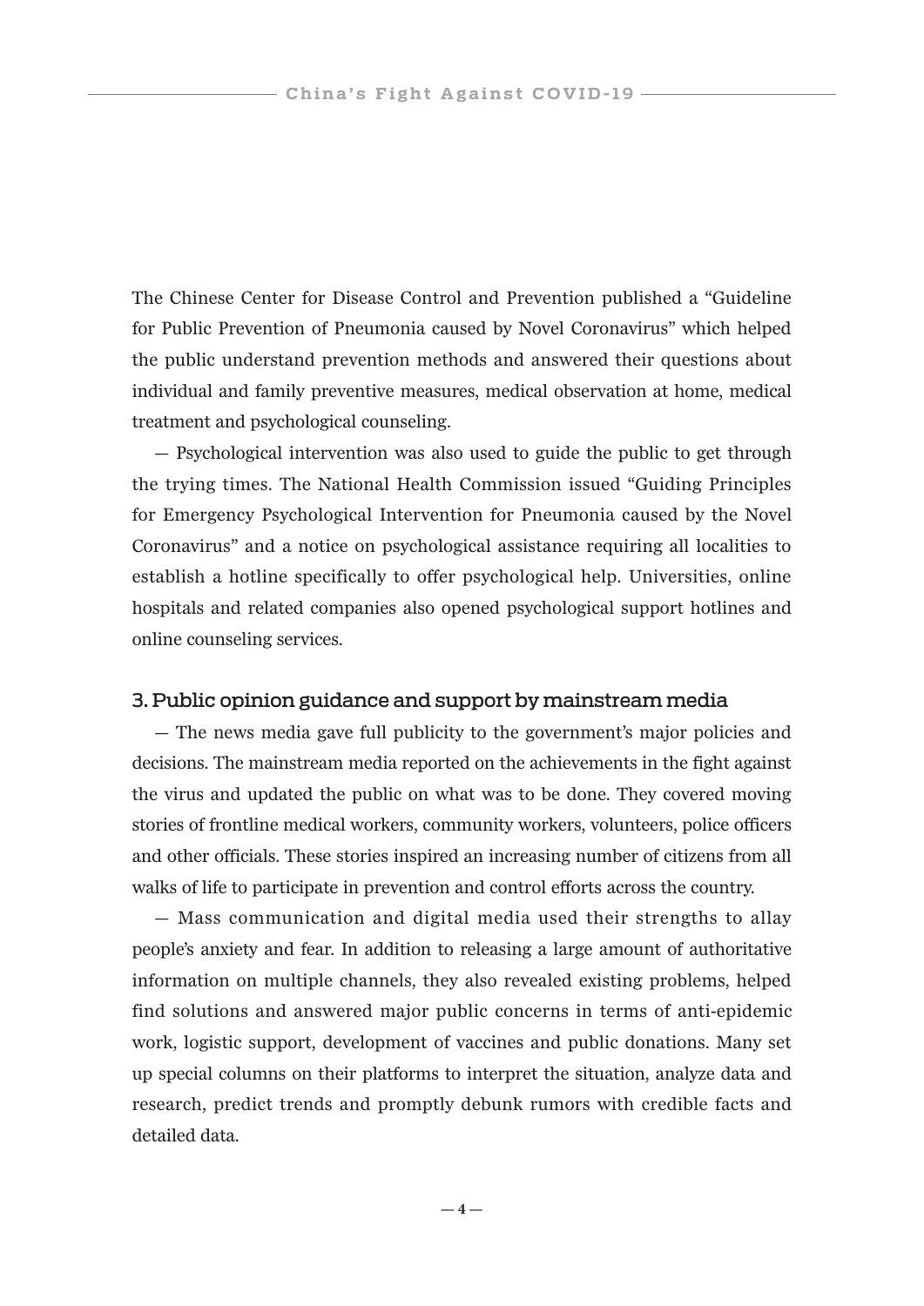The Chinese Center for Disease Control and Prevention published a "Guideline for Public Prevention of Pneumonia caused by Novel Coronavirus" which helped the public understand prevention methods and answered their questions about individual and family preventive measures, medical observation at home, medical treatment and psychological counseling.

— Psychological intervention was also used to guide the public to get through the trying times. The National Health Commission issued "Guiding Principles for Emergency Psychological Intervention for Pneumonia caused by the Novel Coronavirus" and a notice on psychological assistance requiring all localities to establish a hotline specifically to offer psychological help. Universities, online hospitals and related companies also opened psychological support hotlines and online counseling services.

### 3. Public opinion guidance and support by mainstream media

— The news media gave full publicity to the government's major policies and decisions. The mainstream media reported on the achievements in the fight against the virus and updated the public on what was to be done. They covered moving stories of frontline medical workers, community workers, volunteers, police officers and other officials. These stories inspired an increasing number of citizens from all walks of life to participate in prevention and control efforts across the country.

— Mass communication and digital media used their strengths to allay people's anxiety and fear. In addition to releasing a large amount of authoritative information on multiple channels, they also revealed existing problems, helped find solutions and answered major public concerns in terms of anti-epidemic work, logistic support, development of vaccines and public donations. Many set up special columns on their platforms to interpret the situation, analyze data and research, predict trends and promptly debunk rumors with credible facts and detailed data.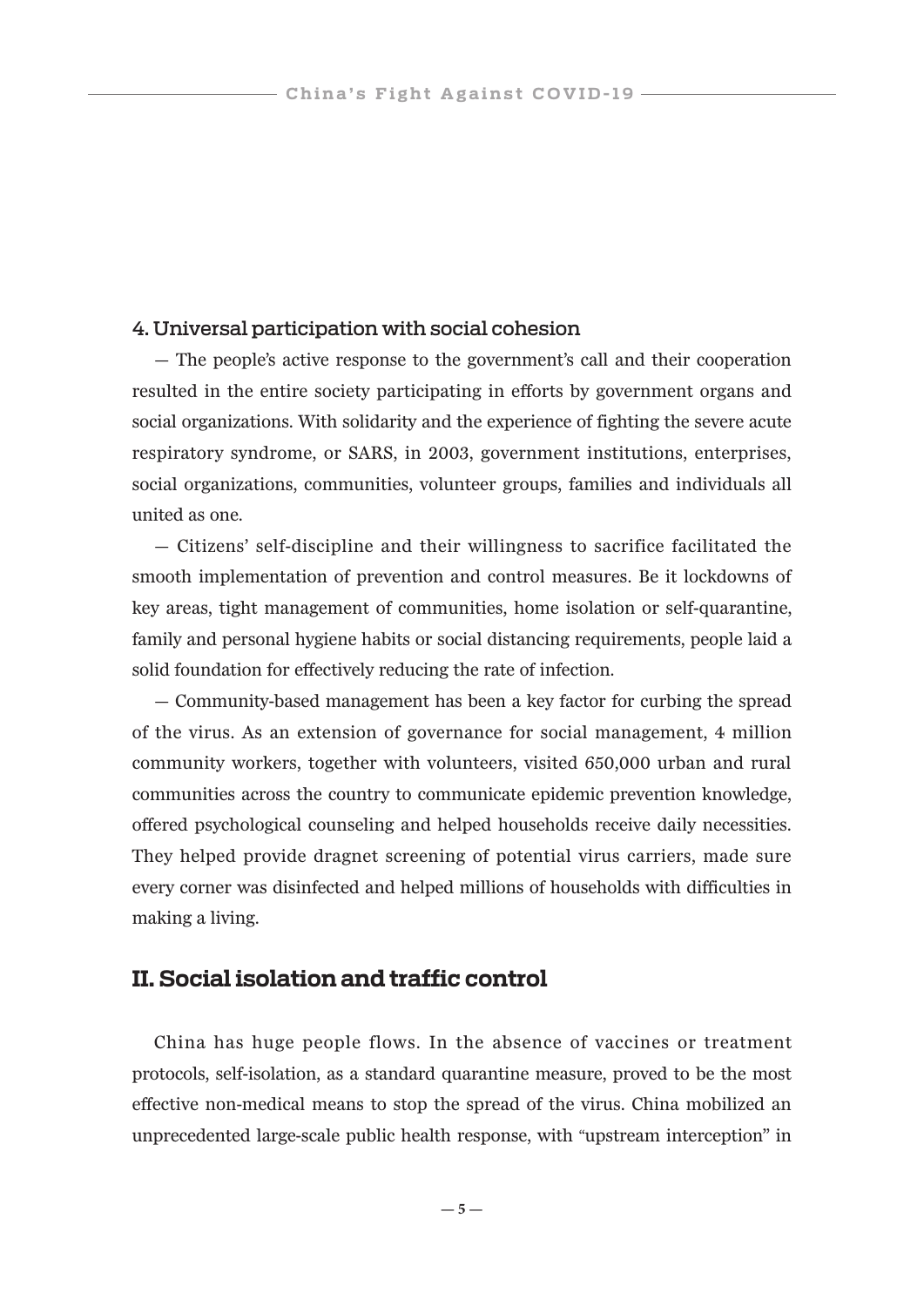### 4. Universal participation with social cohesion

— The people's active response to the government's call and their cooperation resulted in the entire society participating in efforts by government organs and social organizations. With solidarity and the experience of fighting the severe acute respiratory syndrome, or SARS, in 2003, government institutions, enterprises, social organizations, communities, volunteer groups, families and individuals all united as one.

— Citizens' self-discipline and their willingness to sacrifice facilitated the smooth implementation of prevention and control measures. Be it lockdowns of key areas, tight management of communities, home isolation or self-quarantine, family and personal hygiene habits or social distancing requirements, people laid a solid foundation for effectively reducing the rate of infection.

— Community-based management has been a key factor for curbing the spread of the virus. As an extension of governance for social management, 4 million community workers, together with volunteers, visited 650,000 urban and rural communities across the country to communicate epidemic prevention knowledge, offered psychological counseling and helped households receive daily necessities. They helped provide dragnet screening of potential virus carriers, made sure every corner was disinfected and helped millions of households with difficulties in making a living.

## II. Social isolation and traffic control

China has huge people flows. In the absence of vaccines or treatment protocols, self-isolation, as a standard quarantine measure, proved to be the most effective non-medical means to stop the spread of the virus. China mobilized an unprecedented large-scale public health response, with "upstream interception" in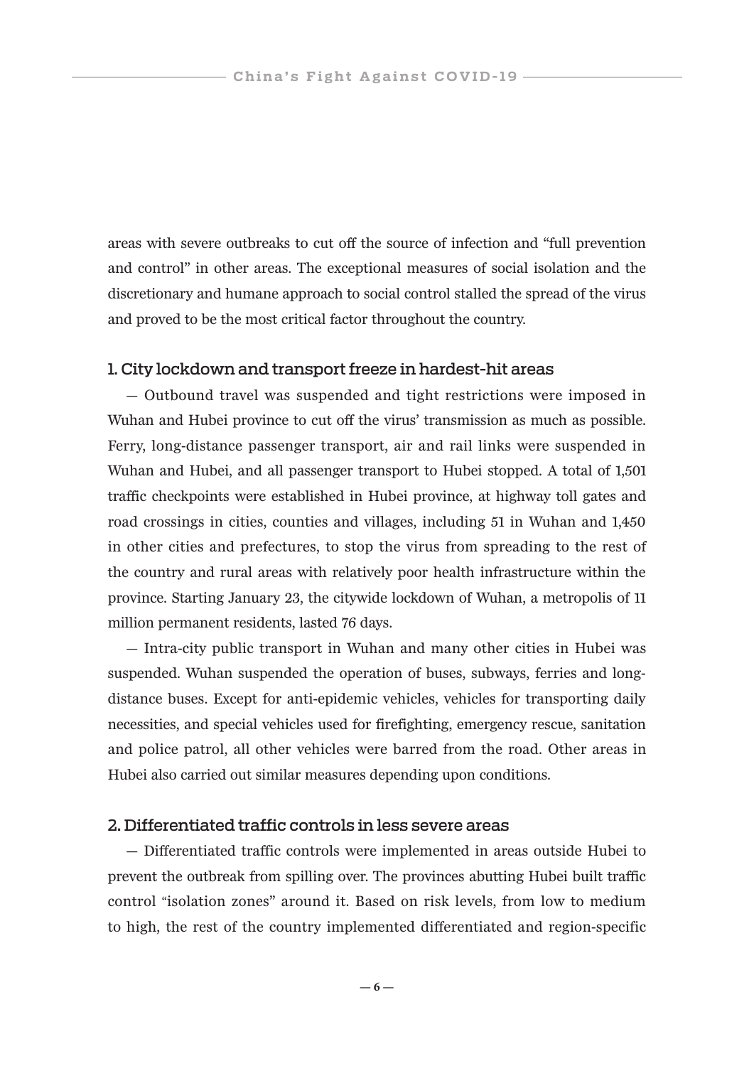areas with severe outbreaks to cut off the source of infection and "full prevention and control" in other areas. The exceptional measures of social isolation and the discretionary and humane approach to social control stalled the spread of the virus and proved to be the most critical factor throughout the country.

### 1. City lockdown and transport freeze in hardest-hit areas

— Outbound travel was suspended and tight restrictions were imposed in Wuhan and Hubei province to cut off the virus' transmission as much as possible. Ferry, long-distance passenger transport, air and rail links were suspended in Wuhan and Hubei, and all passenger transport to Hubei stopped. A total of 1,501 traffic checkpoints were established in Hubei province, at highway toll gates and road crossings in cities, counties and villages, including 51 in Wuhan and 1,450 in other cities and prefectures, to stop the virus from spreading to the rest of the country and rural areas with relatively poor health infrastructure within the province. Starting January 23, the citywide lockdown of Wuhan, a metropolis of 11 million permanent residents, lasted 76 days.

— Intra-city public transport in Wuhan and many other cities in Hubei was suspended. Wuhan suspended the operation of buses, subways, ferries and long-distance buses. Except for anti-epidemic vehicles, vehicles for transporting daily necessities, and special vehicles used for firefighting, emergency rescue, sanitation and police patrol, all other vehicles were barred from the road. Other areas in Hubei also carried out similar measures depending upon conditions.

### 2. Differentiated traffic controls in less severe areas

— Differentiated traffic controls were implemented in areas outside Hubei to prevent the outbreak from spilling over. The provinces abutting Hubei built traffic control "isolation zones" around it. Based on risk levels, from low to medium to high, the rest of the country implemented differentiated and region-specific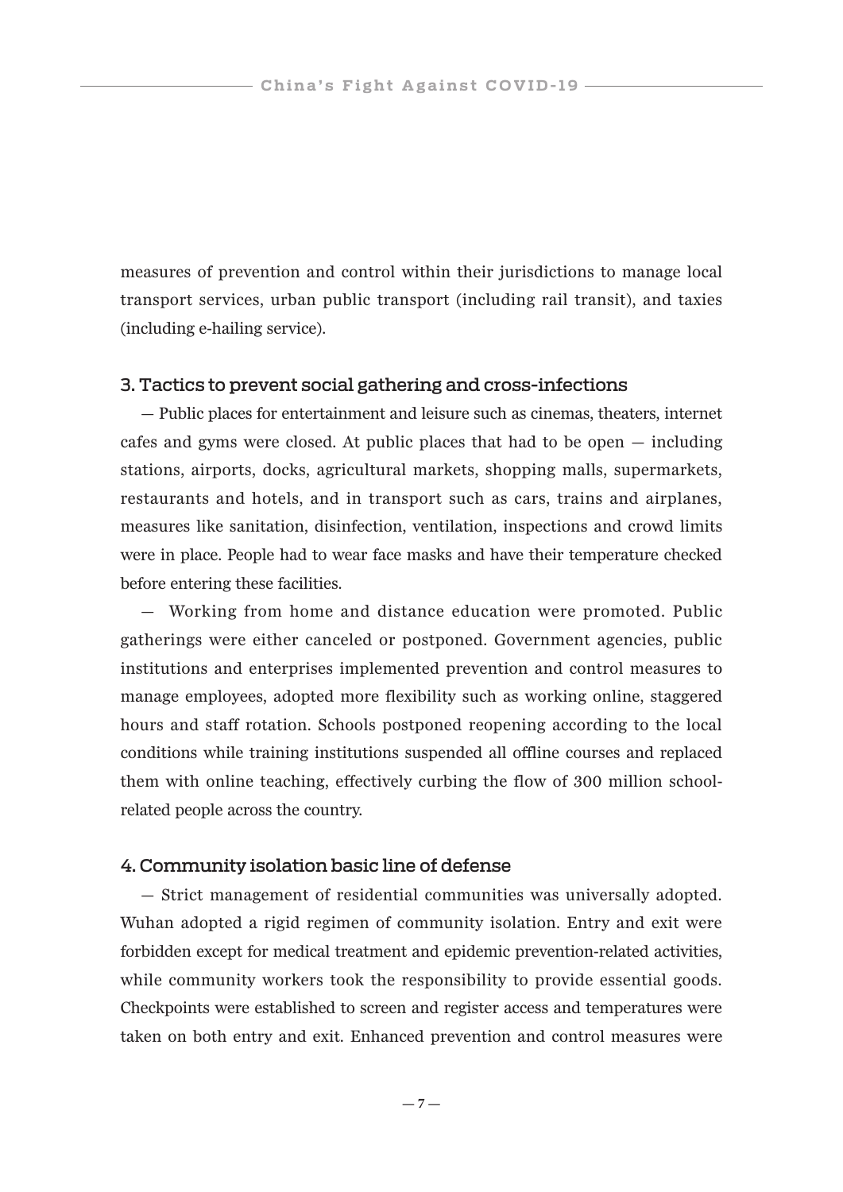measures of prevention and control within their jurisdictions to manage local transport services, urban public transport (including rail transit), and taxies (including e-hailing service).

### 3. Tactics to prevent social gathering and cross-infections

— Public places for entertainment and leisure such as cinemas, theaters, internet cafes and gyms were closed. At public places that had to be open — including stations, airports, docks, agricultural markets, shopping malls, supermarkets, restaurants and hotels, and in transport such as cars, trains and airplanes, measures like sanitation, disinfection, ventilation, inspections and crowd limits were in place. People had to wear face masks and have their temperature checked before entering these facilities.

— Working from home and distance education were promoted. Public gatherings were either canceled or postponed. Government agencies, public institutions and enterprises implemented prevention and control measures to manage employees, adopted more flexibility such as working online, staggered hours and staff rotation. Schools postponed reopening according to the local conditions while training institutions suspended all offline courses and replaced them with online teaching, effectively curbing the flow of 300 million school-related people across the country.

### 4. Community isolation basic line of defense

— Strict management of residential communities was universally adopted. Wuhan adopted a rigid regimen of community isolation. Entry and exit were forbidden except for medical treatment and epidemic prevention-related activities, while community workers took the responsibility to provide essential goods. Checkpoints were established to screen and register access and temperatures were taken on both entry and exit. Enhanced prevention and control measures were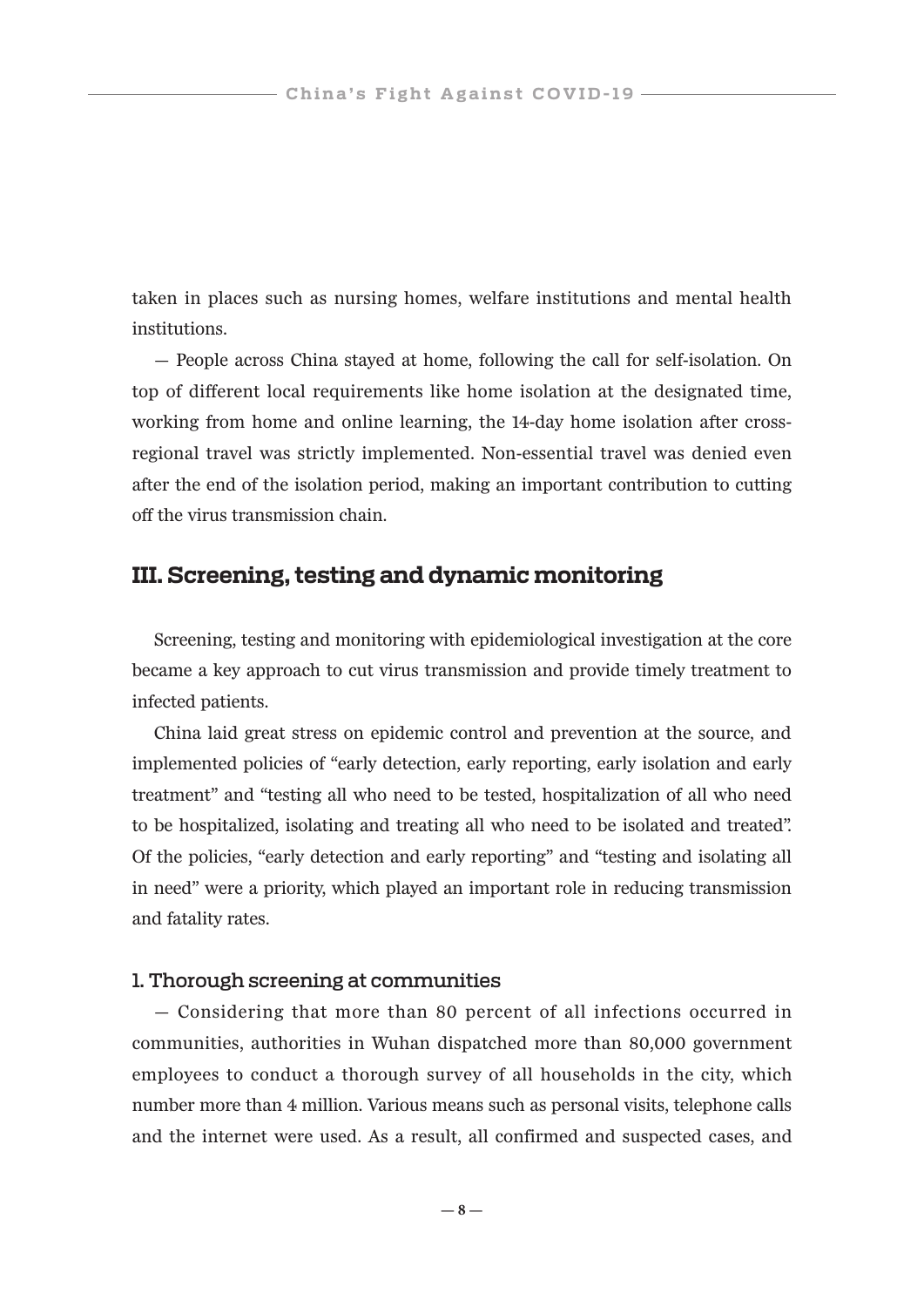taken in places such as nursing homes, welfare institutions and mental health institutions.

— People across China stayed at home, following the call for self-isolation. On top of different local requirements like home isolation at the designated time, working from home and online learning, the 14-day home isolation after cross-regional travel was strictly implemented. Non-essential travel was denied even after the end of the isolation period, making an important contribution to cutting off the virus transmission chain.

## III. Screening, testing and dynamic monitoring

Screening, testing and monitoring with epidemiological investigation at the core became a key approach to cut virus transmission and provide timely treatment to infected patients.

China laid great stress on epidemic control and prevention at the source, and implemented policies of "early detection, early reporting, early isolation and early treatment" and "testing all who need to be tested, hospitalization of all who need to be hospitalized, isolating and treating all who need to be isolated and treated". Of the policies, "early detection and early reporting" and "testing and isolating all in need" were a priority, which played an important role in reducing transmission and fatality rates.

### 1. Thorough screening at communities

— Considering that more than 80 percent of all infections occurred in communities, authorities in Wuhan dispatched more than 80,000 government employees to conduct a thorough survey of all households in the city, which number more than 4 million. Various means such as personal visits, telephone calls and the internet were used. As a result, all confirmed and suspected cases, and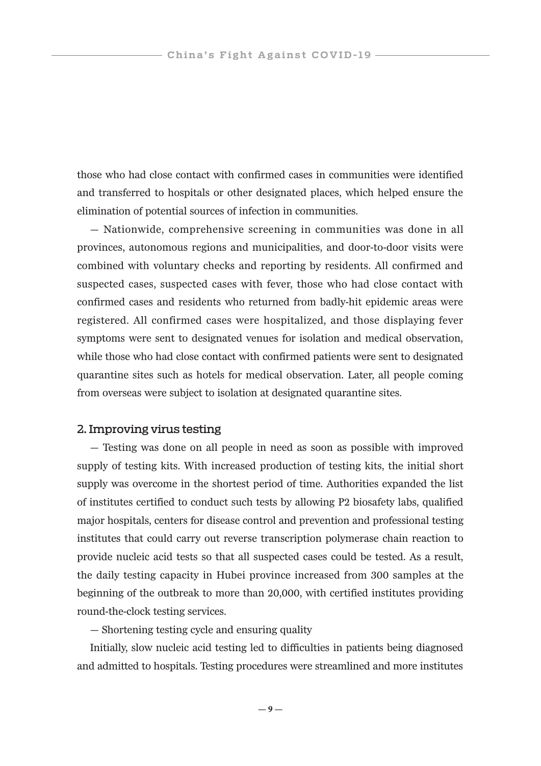those who had close contact with confirmed cases in communities were identified and transferred to hospitals or other designated places, which helped ensure the elimination of potential sources of infection in communities.

— Nationwide, comprehensive screening in communities was done in all provinces, autonomous regions and municipalities, and door-to-door visits were combined with voluntary checks and reporting by residents. All confirmed and suspected cases, suspected cases with fever, those who had close contact with confirmed cases and residents who returned from badly-hit epidemic areas were registered. All confirmed cases were hospitalized, and those displaying fever symptoms were sent to designated venues for isolation and medical observation, while those who had close contact with confirmed patients were sent to designated quarantine sites such as hotels for medical observation. Later, all people coming from overseas were subject to isolation at designated quarantine sites.

### 2. Improving virus testing

— Testing was done on all people in need as soon as possible with improved supply of testing kits. With increased production of testing kits, the initial short supply was overcome in the shortest period of time. Authorities expanded the list of institutes certified to conduct such tests by allowing P2 biosafety labs, qualified major hospitals, centers for disease control and prevention and professional testing institutes that could carry out reverse transcription polymerase chain reaction to provide nucleic acid tests so that all suspected cases could be tested. As a result, the daily testing capacity in Hubei province increased from 300 samples at the beginning of the outbreak to more than 20,000, with certified institutes providing round-the-clock testing services.

— Shortening testing cycle and ensuring quality

Initially, slow nucleic acid testing led to difficulties in patients being diagnosed and admitted to hospitals. Testing procedures were streamlined and more institutes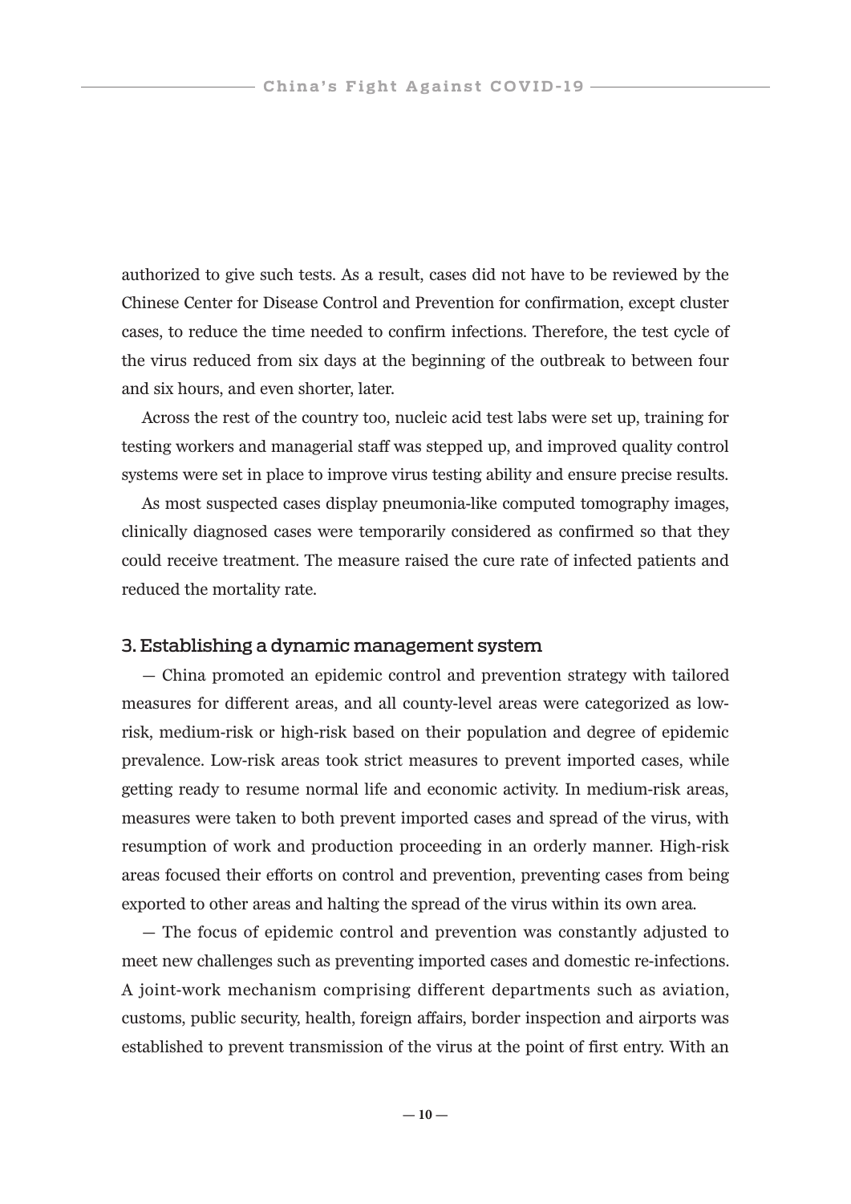authorized to give such tests. As a result, cases did not have to be reviewed by the Chinese Center for Disease Control and Prevention for confirmation, except cluster cases, to reduce the time needed to confirm infections. Therefore, the test cycle of the virus reduced from six days at the beginning of the outbreak to between four and six hours, and even shorter, later.

Across the rest of the country too, nucleic acid test labs were set up, training for testing workers and managerial staff was stepped up, and improved quality control systems were set in place to improve virus testing ability and ensure precise results.

As most suspected cases display pneumonia-like computed tomography images, clinically diagnosed cases were temporarily considered as confirmed so that they could receive treatment. The measure raised the cure rate of infected patients and reduced the mortality rate.

### 3. Establishing a dynamic management system

— China promoted an epidemic control and prevention strategy with tailored measures for different areas, and all county-level areas were categorized as low-risk, medium-risk or high-risk based on their population and degree of epidemic prevalence. Low-risk areas took strict measures to prevent imported cases, while getting ready to resume normal life and economic activity. In medium-risk areas, measures were taken to both prevent imported cases and spread of the virus, with resumption of work and production proceeding in an orderly manner. High-risk areas focused their efforts on control and prevention, preventing cases from being exported to other areas and halting the spread of the virus within its own area.

— The focus of epidemic control and prevention was constantly adjusted to meet new challenges such as preventing imported cases and domestic re-infections. A joint-work mechanism comprising different departments such as aviation, customs, public security, health, foreign affairs, border inspection and airports was established to prevent transmission of the virus at the point of first entry. With an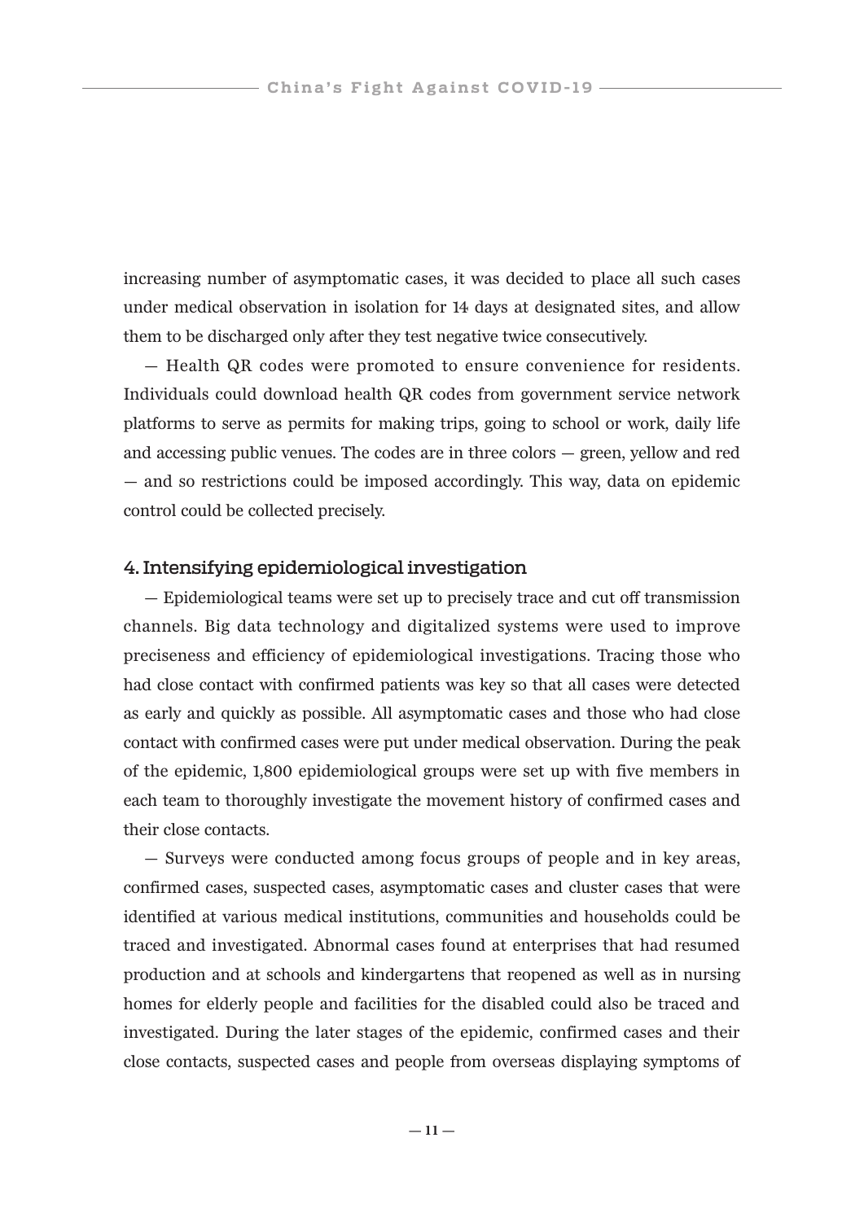increasing number of asymptomatic cases, it was decided to place all such cases under medical observation in isolation for 14 days at designated sites, and allow them to be discharged only after they test negative twice consecutively.

— Health QR codes were promoted to ensure convenience for residents. Individuals could download health QR codes from government service network platforms to serve as permits for making trips, going to school or work, daily life and accessing public venues. The codes are in three colors — green, yellow and red — and so restrictions could be imposed accordingly. This way, data on epidemic control could be collected precisely.

### 4. Intensifying epidemiological investigation

— Epidemiological teams were set up to precisely trace and cut off transmission channels. Big data technology and digitalized systems were used to improve preciseness and efficiency of epidemiological investigations. Tracing those who had close contact with confirmed patients was key so that all cases were detected as early and quickly as possible. All asymptomatic cases and those who had close contact with confirmed cases were put under medical observation. During the peak of the epidemic, 1,800 epidemiological groups were set up with five members in each team to thoroughly investigate the movement history of confirmed cases and their close contacts.

— Surveys were conducted among focus groups of people and in key areas, confirmed cases, suspected cases, asymptomatic cases and cluster cases that were identified at various medical institutions, communities and households could be traced and investigated. Abnormal cases found at enterprises that had resumed production and at schools and kindergartens that reopened as well as in nursing homes for elderly people and facilities for the disabled could also be traced and investigated. During the later stages of the epidemic, confirmed cases and their close contacts, suspected cases and people from overseas displaying symptoms of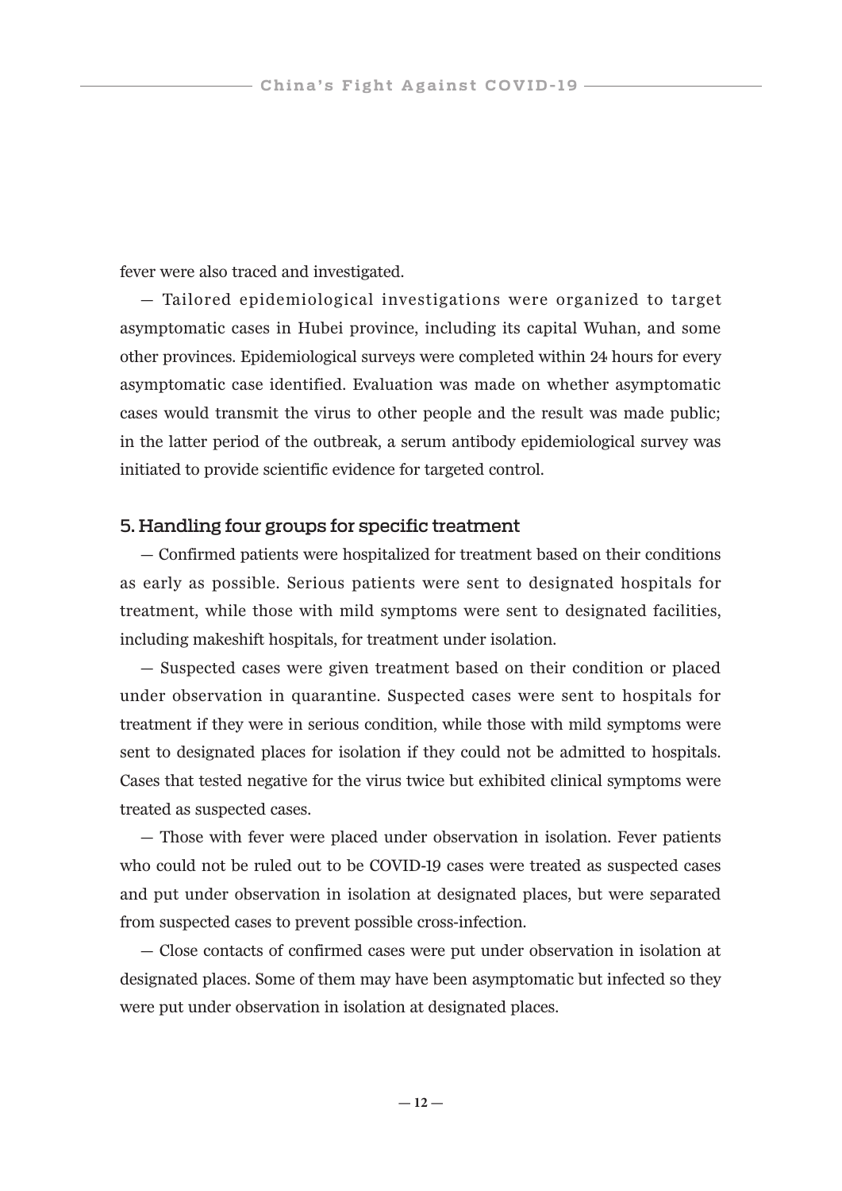fever were also traced and investigated.

— Tailored epidemiological investigations were organized to target asymptomatic cases in Hubei province, including its capital Wuhan, and some other provinces. Epidemiological surveys were completed within 24 hours for every asymptomatic case identified. Evaluation was made on whether asymptomatic cases would transmit the virus to other people and the result was made public; in the latter period of the outbreak, a serum antibody epidemiological survey was initiated to provide scientific evidence for targeted control.

### 5. Handling four groups for specific treatment

— Confirmed patients were hospitalized for treatment based on their conditions as early as possible. Serious patients were sent to designated hospitals for treatment, while those with mild symptoms were sent to designated facilities, including makeshift hospitals, for treatment under isolation.

— Suspected cases were given treatment based on their condition or placed under observation in quarantine. Suspected cases were sent to hospitals for treatment if they were in serious condition, while those with mild symptoms were sent to designated places for isolation if they could not be admitted to hospitals. Cases that tested negative for the virus twice but exhibited clinical symptoms were treated as suspected cases.

— Those with fever were placed under observation in isolation. Fever patients who could not be ruled out to be COVID-19 cases were treated as suspected cases and put under observation in isolation at designated places, but were separated from suspected cases to prevent possible cross-infection.

— Close contacts of confirmed cases were put under observation in isolation at designated places. Some of them may have been asymptomatic but infected so they were put under observation in isolation at designated places.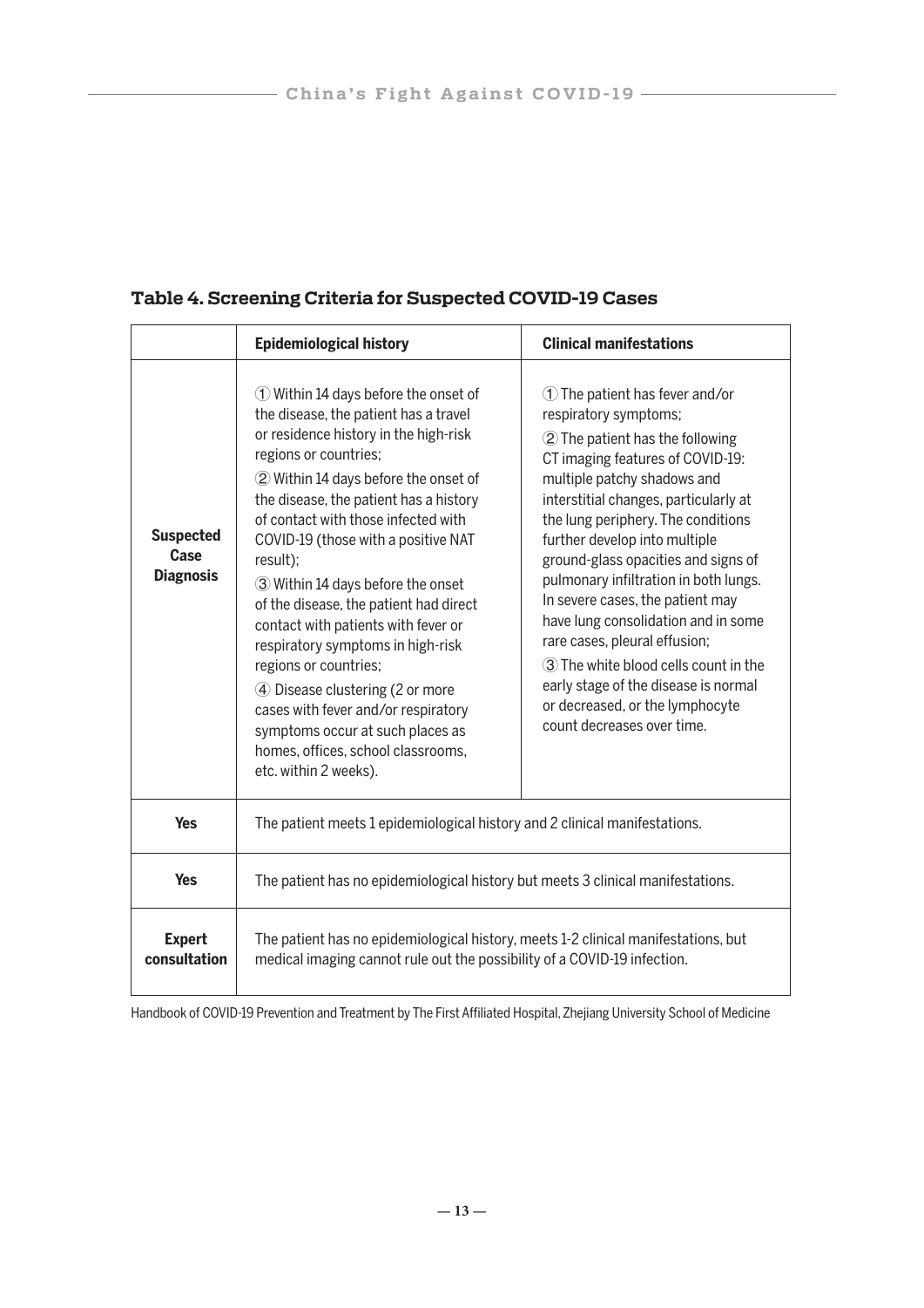## Table 4. Screening Criteria for Suspected COVID-19 Cases

| | Epidemiological history | Clinical manifestations |
|---|---|---|
| **Suspected Case Diagnosis** | ① Within 14 days before the onset of the disease, the patient has a travel or residence history in the high-risk regions or countries; ② Within 14 days before the onset of the disease, the patient has a history of contact with those infected with COVID-19 (those with a positive NAT result); ③ Within 14 days before the onset of the disease, the patient had direct contact with patients with fever or respiratory symptoms in high-risk regions or countries; ④ Disease clustering (2 or more cases with fever and/or respiratory symptoms occur at such places as homes, offices, school classrooms, etc. within 2 weeks). | ① The patient has fever and/or respiratory symptoms; ② The patient has the following CT imaging features of COVID-19: multiple patchy shadows and interstitial changes, particularly at the lung periphery. The conditions further develop into multiple ground-glass opacities and signs of pulmonary infiltration in both lungs. In severe cases, the patient may have lung consolidation and in some rare cases, pleural effusion; ③ The white blood cells count in the early stage of the disease is normal or decreased, or the lymphocyte count decreases over time. |
| **Yes** | The patient meets 1 epidemiological history and 2 clinical manifestations. | |
| **Yes** | The patient has no epidemiological history but meets 3 clinical manifestations. | |
| **Expert consultation** | The patient has no epidemiological history, meets 1-2 clinical manifestations, but medical imaging cannot rule out the possibility of a COVID-19 infection. | |

Handbook of COVID-19 Prevention and Treatment by The First Affiliated Hospital, Zhejiang University School of Medicine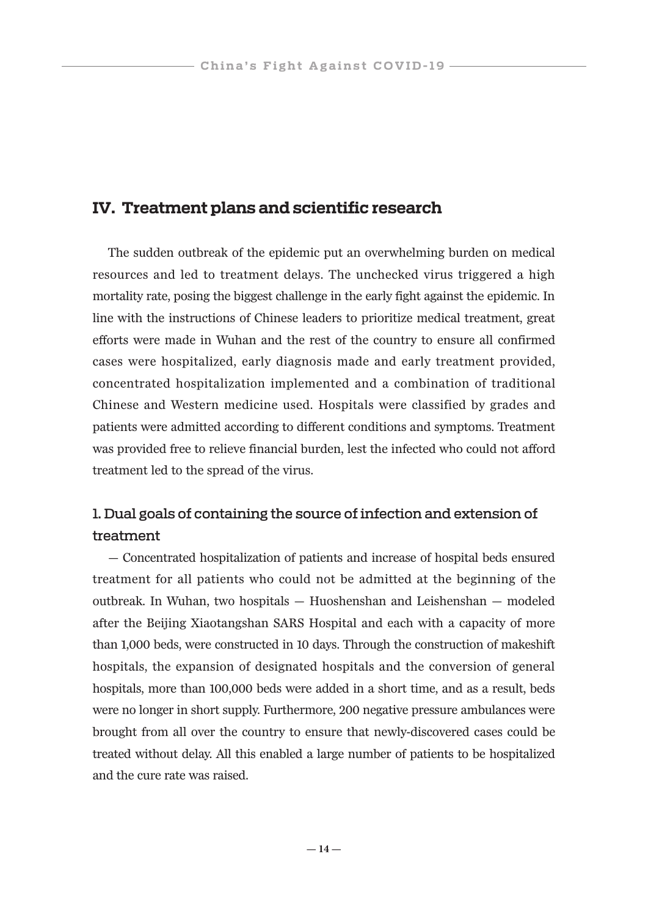## IV. Treatment plans and scientific research

The sudden outbreak of the epidemic put an overwhelming burden on medical resources and led to treatment delays. The unchecked virus triggered a high mortality rate, posing the biggest challenge in the early fight against the epidemic. In line with the instructions of Chinese leaders to prioritize medical treatment, great efforts were made in Wuhan and the rest of the country to ensure all confirmed cases were hospitalized, early diagnosis made and early treatment provided, concentrated hospitalization implemented and a combination of traditional Chinese and Western medicine used. Hospitals were classified by grades and patients were admitted according to different conditions and symptoms. Treatment was provided free to relieve financial burden, lest the infected who could not afford treatment led to the spread of the virus.

### 1. Dual goals of containing the source of infection and extension of treatment

— Concentrated hospitalization of patients and increase of hospital beds ensured treatment for all patients who could not be admitted at the beginning of the outbreak. In Wuhan, two hospitals — Huoshenshan and Leishenshan — modeled after the Beijing Xiaotangshan SARS Hospital and each with a capacity of more than 1,000 beds, were constructed in 10 days. Through the construction of makeshift hospitals, the expansion of designated hospitals and the conversion of general hospitals, more than 100,000 beds were added in a short time, and as a result, beds were no longer in short supply. Furthermore, 200 negative pressure ambulances were brought from all over the country to ensure that newly-discovered cases could be treated without delay. All this enabled a large number of patients to be hospitalized and the cure rate was raised.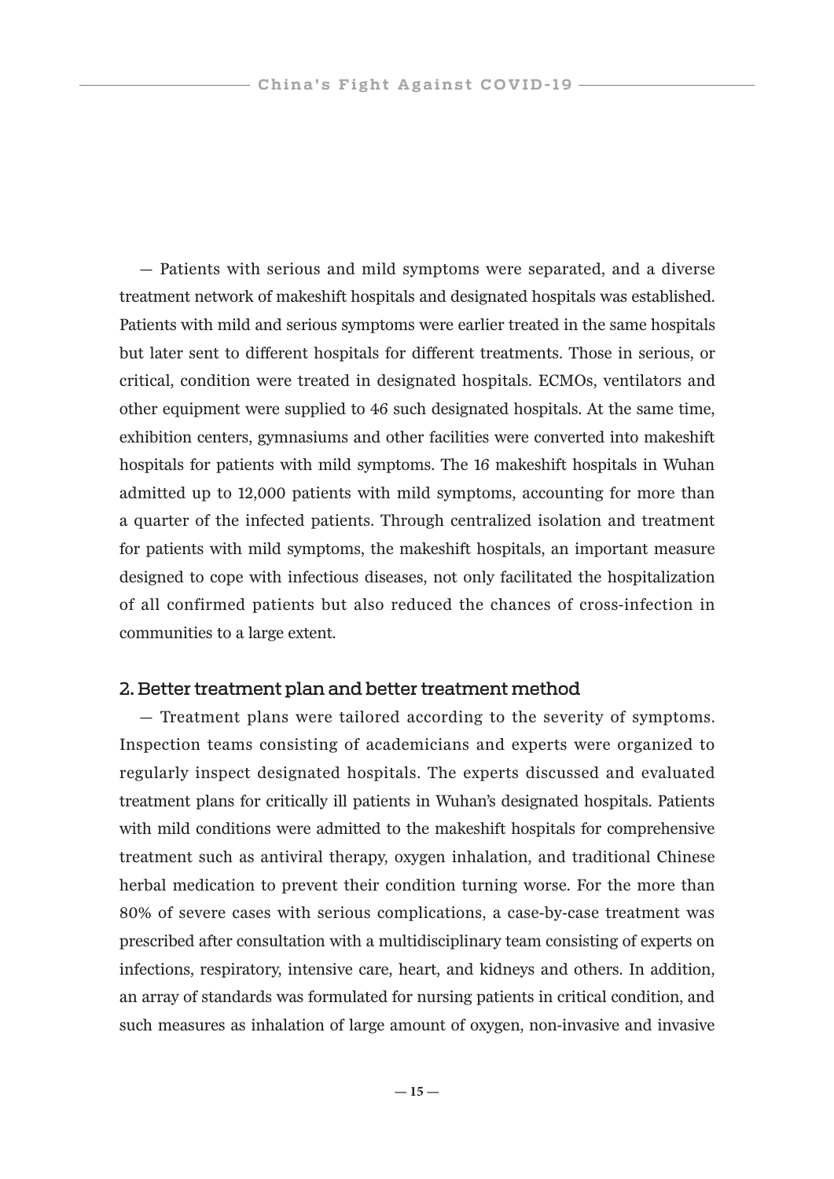— Patients with serious and mild symptoms were separated, and a diverse treatment network of makeshift hospitals and designated hospitals was established. Patients with mild and serious symptoms were earlier treated in the same hospitals but later sent to different hospitals for different treatments. Those in serious, or critical, condition were treated in designated hospitals. ECMOs, ventilators and other equipment were supplied to 46 such designated hospitals. At the same time, exhibition centers, gymnasiums and other facilities were converted into makeshift hospitals for patients with mild symptoms. The 16 makeshift hospitals in Wuhan admitted up to 12,000 patients with mild symptoms, accounting for more than a quarter of the infected patients. Through centralized isolation and treatment for patients with mild symptoms, the makeshift hospitals, an important measure designed to cope with infectious diseases, not only facilitated the hospitalization of all confirmed patients but also reduced the chances of cross-infection in communities to a large extent.

## 2. Better treatment plan and better treatment method

— Treatment plans were tailored according to the severity of symptoms. Inspection teams consisting of academicians and experts were organized to regularly inspect designated hospitals. The experts discussed and evaluated treatment plans for critically ill patients in Wuhan's designated hospitals. Patients with mild conditions were admitted to the makeshift hospitals for comprehensive treatment such as antiviral therapy, oxygen inhalation, and traditional Chinese herbal medication to prevent their condition turning worse. For the more than 80% of severe cases with serious complications, a case-by-case treatment was prescribed after consultation with a multidisciplinary team consisting of experts on infections, respiratory, intensive care, heart, and kidneys and others. In addition, an array of standards was formulated for nursing patients in critical condition, and such measures as inhalation of large amount of oxygen, non-invasive and invasive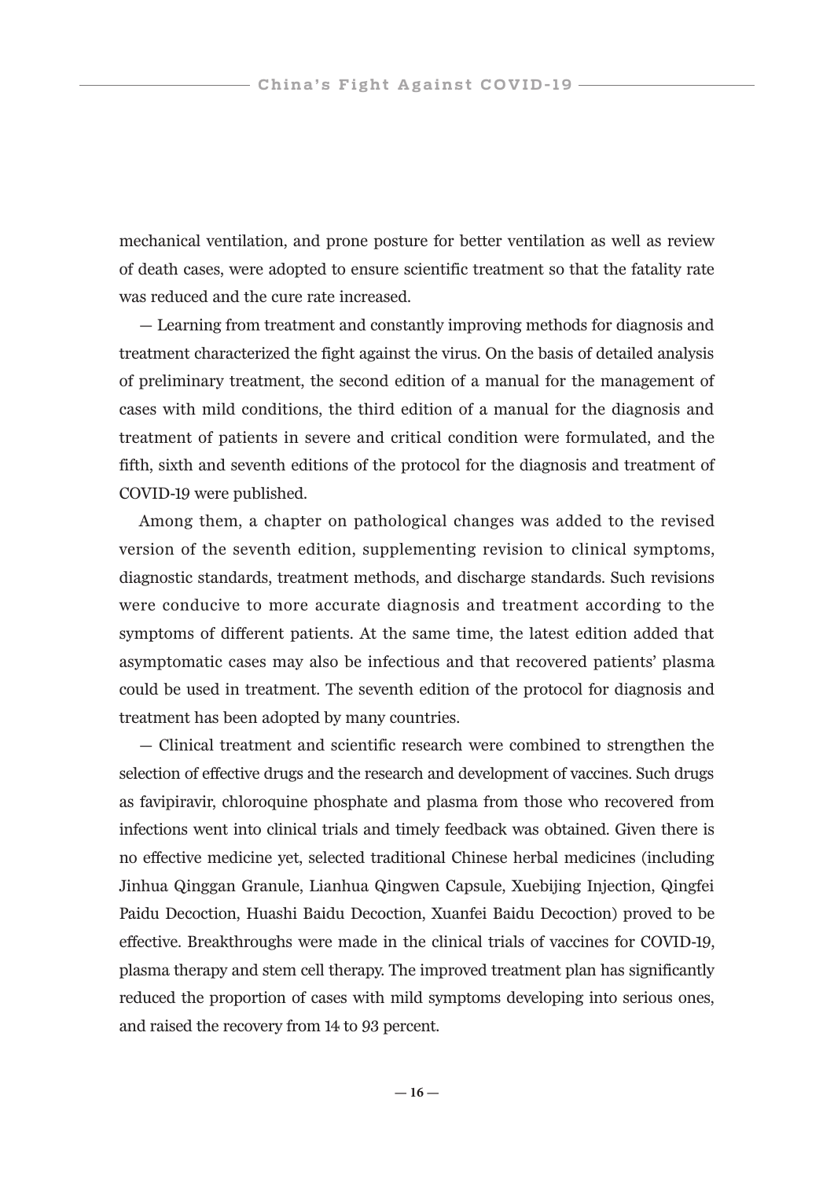mechanical ventilation, and prone posture for better ventilation as well as review of death cases, were adopted to ensure scientific treatment so that the fatality rate was reduced and the cure rate increased.

— Learning from treatment and constantly improving methods for diagnosis and treatment characterized the fight against the virus. On the basis of detailed analysis of preliminary treatment, the second edition of a manual for the management of cases with mild conditions, the third edition of a manual for the diagnosis and treatment of patients in severe and critical condition were formulated, and the fifth, sixth and seventh editions of the protocol for the diagnosis and treatment of COVID-19 were published.

Among them, a chapter on pathological changes was added to the revised version of the seventh edition, supplementing revision to clinical symptoms, diagnostic standards, treatment methods, and discharge standards. Such revisions were conducive to more accurate diagnosis and treatment according to the symptoms of different patients. At the same time, the latest edition added that asymptomatic cases may also be infectious and that recovered patients' plasma could be used in treatment. The seventh edition of the protocol for diagnosis and treatment has been adopted by many countries.

— Clinical treatment and scientific research were combined to strengthen the selection of effective drugs and the research and development of vaccines. Such drugs as favipiravir, chloroquine phosphate and plasma from those who recovered from infections went into clinical trials and timely feedback was obtained. Given there is no effective medicine yet, selected traditional Chinese herbal medicines (including Jinhua Qinggan Granule, Lianhua Qingwen Capsule, Xuebijing Injection, Qingfei Paidu Decoction, Huashi Baidu Decoction, Xuanfei Baidu Decoction) proved to be effective. Breakthroughs were made in the clinical trials of vaccines for COVID-19, plasma therapy and stem cell therapy. The improved treatment plan has significantly reduced the proportion of cases with mild symptoms developing into serious ones, and raised the recovery from 14 to 93 percent.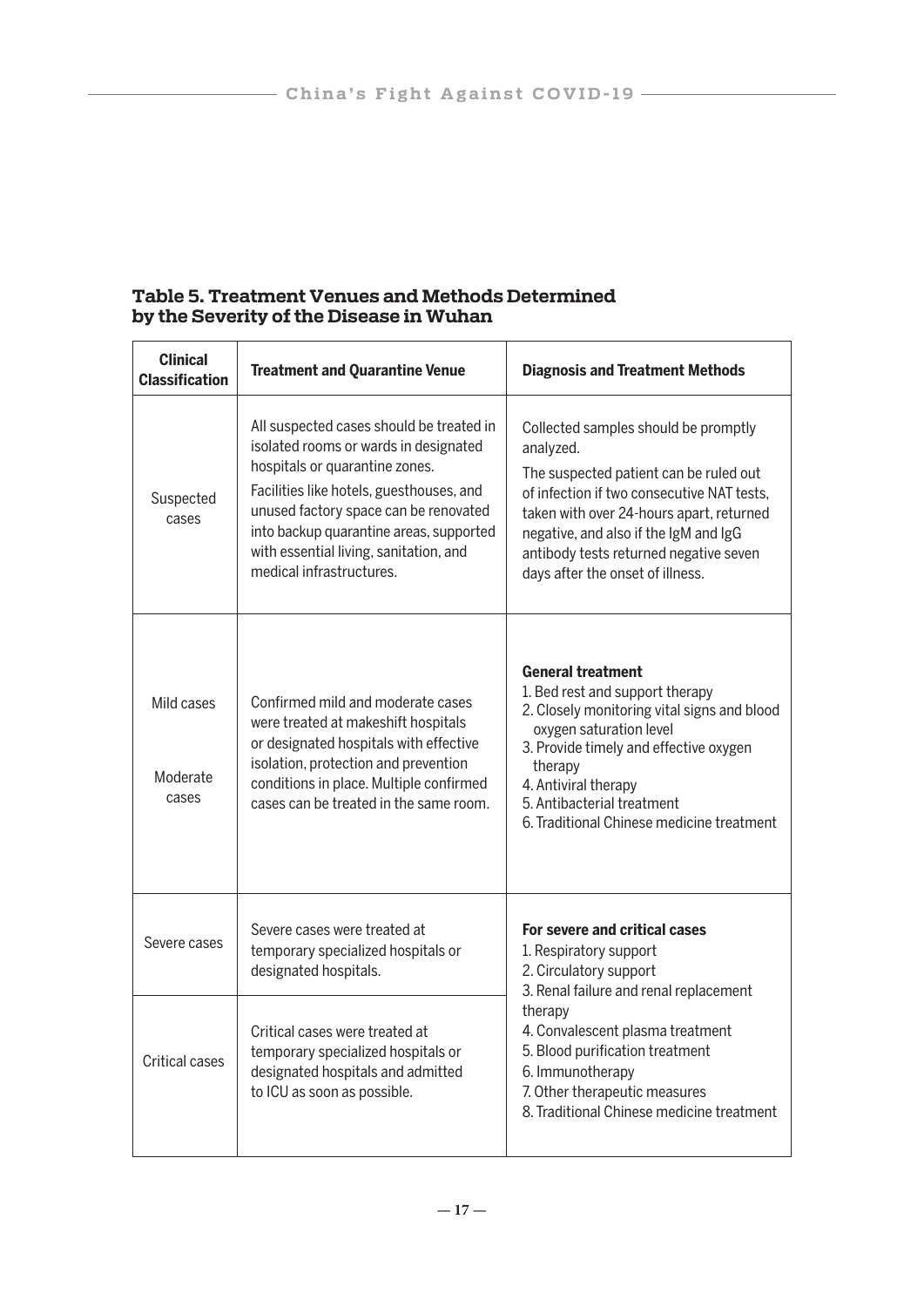**Table 5. Treatment Venues and Methods Determined by the Severity of the Disease in Wuhan**

| Clinical Classification | Treatment and Quarantine Venue | Diagnosis and Treatment Methods |
|---|---|---|
| Suspected cases | All suspected cases should be treated in isolated rooms or wards in designated hospitals or quarantine zones.<br>Facilities like hotels, guesthouses, and unused factory space can be renovated into backup quarantine areas, supported with essential living, sanitation, and medical infrastructures. | Collected samples should be promptly analyzed.<br>The suspected patient can be ruled out of infection if two consecutive NAT tests, taken with over 24-hours apart, returned negative, and also if the IgM and IgG antibody tests returned negative seven days after the onset of illness. |
| Mild cases<br><br>Moderate cases | Confirmed mild and moderate cases were treated at makeshift hospitals or designated hospitals with effective isolation, protection and prevention conditions in place. Multiple confirmed cases can be treated in the same room. | **General treatment**<br>1. Bed rest and support therapy<br>2. Closely monitoring vital signs and blood oxygen saturation level<br>3. Provide timely and effective oxygen therapy<br>4. Antiviral therapy<br>5. Antibacterial treatment<br>6. Traditional Chinese medicine treatment |
| Severe cases | Severe cases were treated at temporary specialized hospitals or designated hospitals. | **For severe and critical cases**<br>1. Respiratory support<br>2. Circulatory support<br>3. Renal failure and renal replacement therapy<br>4. Convalescent plasma treatment<br>5. Blood purification treatment<br>6. Immunotherapy<br>7. Other therapeutic measures<br>8. Traditional Chinese medicine treatment |
| Critical cases | Critical cases were treated at temporary specialized hospitals or designated hospitals and admitted to ICU as soon as possible. | |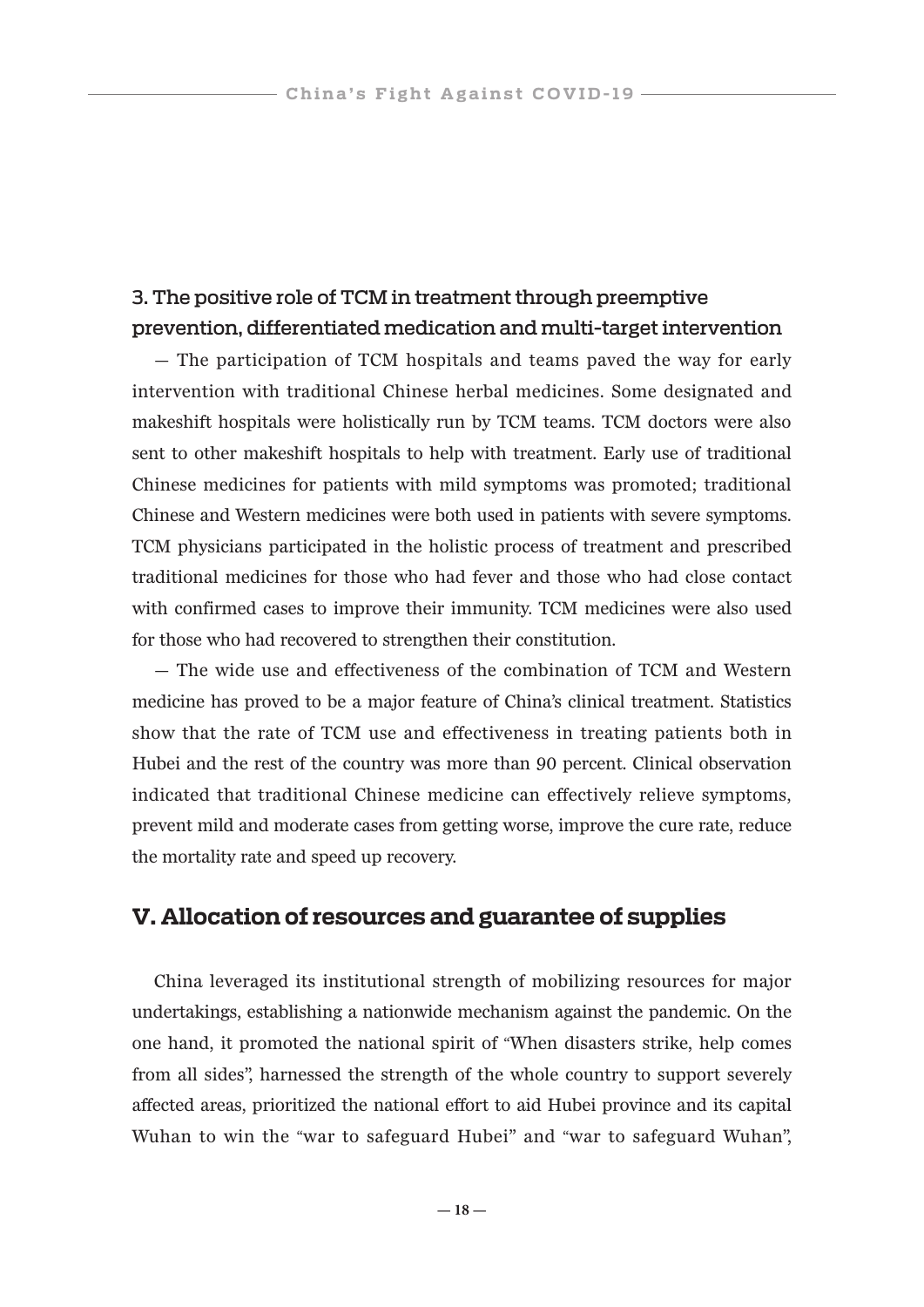### 3. The positive role of TCM in treatment through preemptive prevention, differentiated medication and multi-target intervention

— The participation of TCM hospitals and teams paved the way for early intervention with traditional Chinese herbal medicines. Some designated and makeshift hospitals were holistically run by TCM teams. TCM doctors were also sent to other makeshift hospitals to help with treatment. Early use of traditional Chinese medicines for patients with mild symptoms was promoted; traditional Chinese and Western medicines were both used in patients with severe symptoms. TCM physicians participated in the holistic process of treatment and prescribed traditional medicines for those who had fever and those who had close contact with confirmed cases to improve their immunity. TCM medicines were also used for those who had recovered to strengthen their constitution.

— The wide use and effectiveness of the combination of TCM and Western medicine has proved to be a major feature of China's clinical treatment. Statistics show that the rate of TCM use and effectiveness in treating patients both in Hubei and the rest of the country was more than 90 percent. Clinical observation indicated that traditional Chinese medicine can effectively relieve symptoms, prevent mild and moderate cases from getting worse, improve the cure rate, reduce the mortality rate and speed up recovery.

## V. Allocation of resources and guarantee of supplies

China leveraged its institutional strength of mobilizing resources for major undertakings, establishing a nationwide mechanism against the pandemic. On the one hand, it promoted the national spirit of "When disasters strike, help comes from all sides", harnessed the strength of the whole country to support severely affected areas, prioritized the national effort to aid Hubei province and its capital Wuhan to win the "war to safeguard Hubei" and "war to safeguard Wuhan",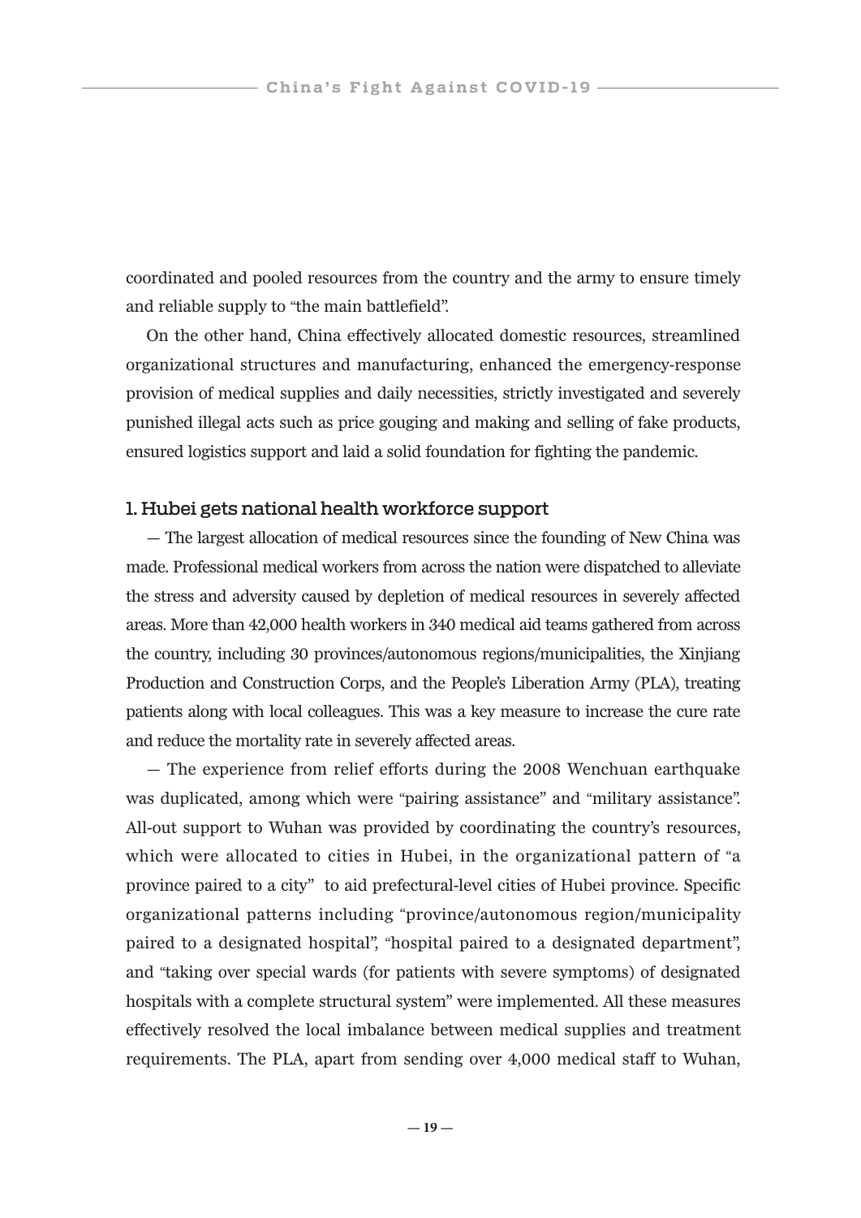coordinated and pooled resources from the country and the army to ensure timely and reliable supply to "the main battlefield".

On the other hand, China effectively allocated domestic resources, streamlined organizational structures and manufacturing, enhanced the emergency-response provision of medical supplies and daily necessities, strictly investigated and severely punished illegal acts such as price gouging and making and selling of fake products, ensured logistics support and laid a solid foundation for fighting the pandemic.

### 1. Hubei gets national health workforce support

— The largest allocation of medical resources since the founding of New China was made. Professional medical workers from across the nation were dispatched to alleviate the stress and adversity caused by depletion of medical resources in severely affected areas. More than 42,000 health workers in 340 medical aid teams gathered from across the country, including 30 provinces/autonomous regions/municipalities, the Xinjiang Production and Construction Corps, and the People's Liberation Army (PLA), treating patients along with local colleagues. This was a key measure to increase the cure rate and reduce the mortality rate in severely affected areas.

— The experience from relief efforts during the 2008 Wenchuan earthquake was duplicated, among which were "pairing assistance" and "military assistance". All-out support to Wuhan was provided by coordinating the country's resources, which were allocated to cities in Hubei, in the organizational pattern of "a province paired to a city" to aid prefectural-level cities of Hubei province. Specific organizational patterns including "province/autonomous region/municipality paired to a designated hospital", "hospital paired to a designated department", and "taking over special wards (for patients with severe symptoms) of designated hospitals with a complete structural system" were implemented. All these measures effectively resolved the local imbalance between medical supplies and treatment requirements. The PLA, apart from sending over 4,000 medical staff to Wuhan,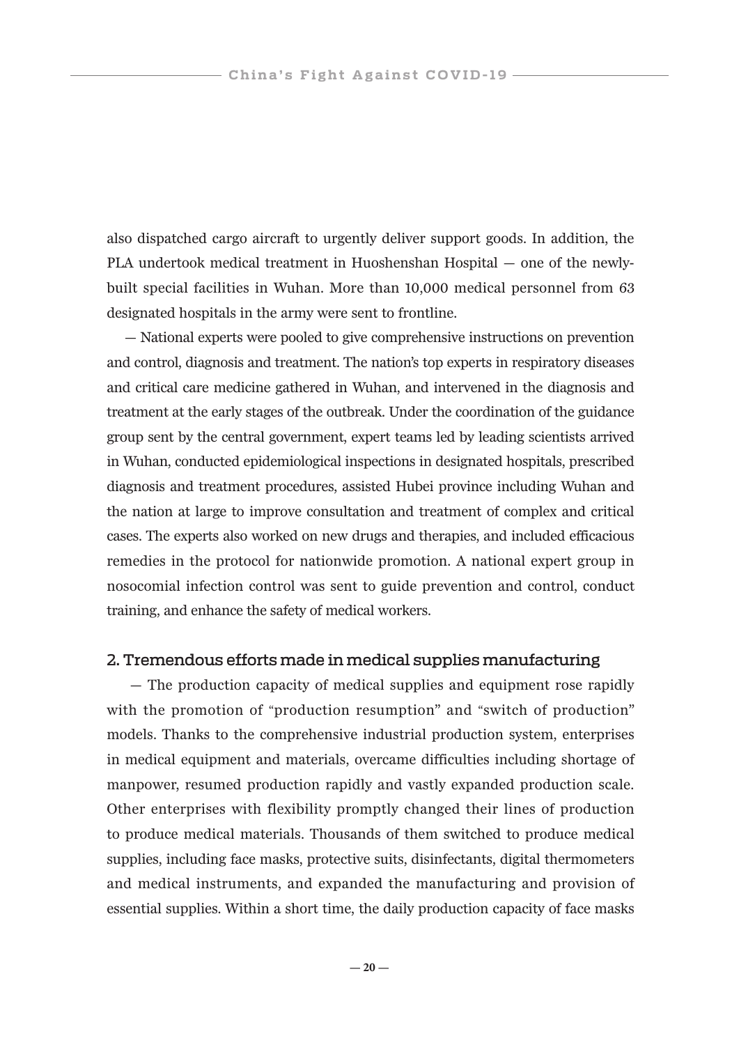also dispatched cargo aircraft to urgently deliver support goods. In addition, the PLA undertook medical treatment in Huoshenshan Hospital — one of the newly-built special facilities in Wuhan. More than 10,000 medical personnel from 63 designated hospitals in the army were sent to frontline.

— National experts were pooled to give comprehensive instructions on prevention and control, diagnosis and treatment. The nation's top experts in respiratory diseases and critical care medicine gathered in Wuhan, and intervened in the diagnosis and treatment at the early stages of the outbreak. Under the coordination of the guidance group sent by the central government, expert teams led by leading scientists arrived in Wuhan, conducted epidemiological inspections in designated hospitals, prescribed diagnosis and treatment procedures, assisted Hubei province including Wuhan and the nation at large to improve consultation and treatment of complex and critical cases. The experts also worked on new drugs and therapies, and included efficacious remedies in the protocol for nationwide promotion. A national expert group in nosocomial infection control was sent to guide prevention and control, conduct training, and enhance the safety of medical workers.

## 2. Tremendous efforts made in medical supplies manufacturing

— The production capacity of medical supplies and equipment rose rapidly with the promotion of "production resumption" and "switch of production" models. Thanks to the comprehensive industrial production system, enterprises in medical equipment and materials, overcame difficulties including shortage of manpower, resumed production rapidly and vastly expanded production scale. Other enterprises with flexibility promptly changed their lines of production to produce medical materials. Thousands of them switched to produce medical supplies, including face masks, protective suits, disinfectants, digital thermometers and medical instruments, and expanded the manufacturing and provision of essential supplies. Within a short time, the daily production capacity of face masks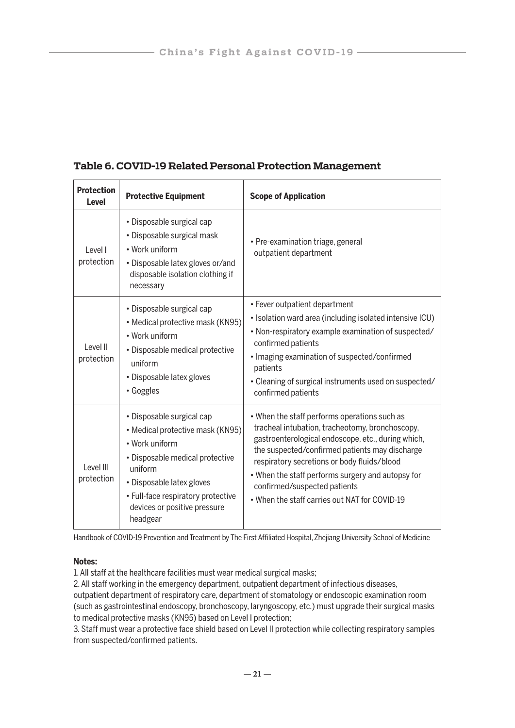## Table 6. COVID-19 Related Personal Protection Management

| Protection Level | Protective Equipment | Scope of Application |
|---|---|---|
| Level I protection | • Disposable surgical cap<br>• Disposable surgical mask<br>• Work uniform<br>• Disposable latex gloves or/and disposable isolation clothing if necessary | • Pre-examination triage, general outpatient department |
| Level II protection | • Disposable surgical cap<br>• Medical protective mask (KN95)<br>• Work uniform<br>• Disposable medical protective uniform<br>• Disposable latex gloves<br>• Goggles | • Fever outpatient department<br>• Isolation ward area (including isolated intensive ICU)<br>• Non-respiratory example examination of suspected/confirmed patients<br>• Imaging examination of suspected/confirmed patients<br>• Cleaning of surgical instruments used on suspected/confirmed patients |
| Level III protection | • Disposable surgical cap<br>• Medical protective mask (KN95)<br>• Work uniform<br>• Disposable medical protective uniform<br>• Disposable latex gloves<br>• Full-face respiratory protective devices or positive pressure headgear | • When the staff performs operations such as tracheal intubation, tracheotomy, bronchoscopy, gastroenterological endoscope, etc., during which, the suspected/confirmed patients may discharge respiratory secretions or body fluids/blood<br>• When the staff performs surgery and autopsy for confirmed/suspected patients<br>• When the staff carries out NAT for COVID-19 |

Handbook of COVID-19 Prevention and Treatment by The First Affiliated Hospital, Zhejiang University School of Medicine

**Notes:**

1. All staff at the healthcare facilities must wear medical surgical masks;
2. All staff working in the emergency department, outpatient department of infectious diseases, outpatient department of respiratory care, department of stomatology or endoscopic examination room (such as gastrointestinal endoscopy, bronchoscopy, laryngoscopy, etc.) must upgrade their surgical masks to medical protective masks (KN95) based on Level I protection;
3. Staff must wear a protective face shield based on Level II protection while collecting respiratory samples from suspected/confirmed patients.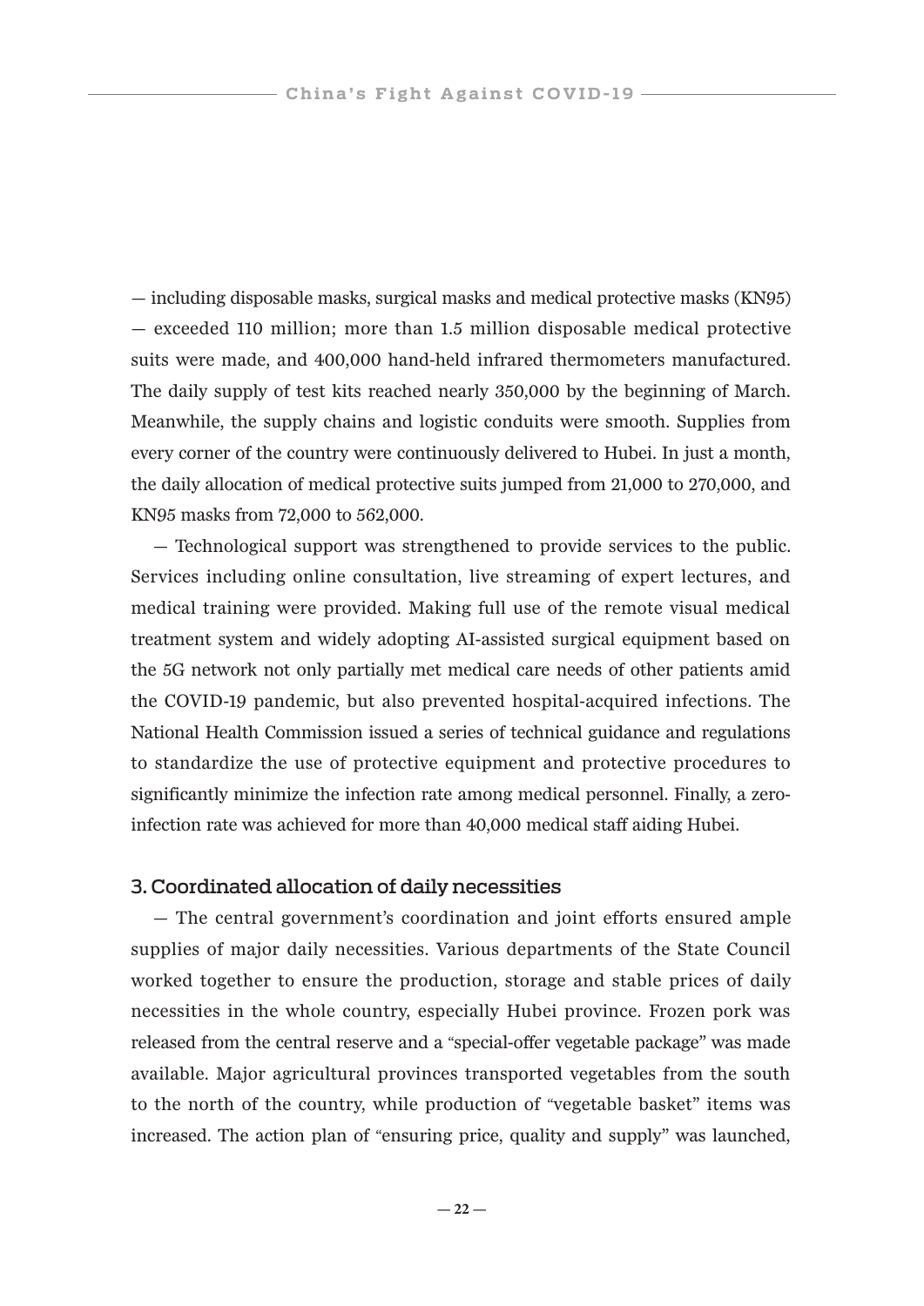— including disposable masks, surgical masks and medical protective masks (KN95) — exceeded 110 million; more than 1.5 million disposable medical protective suits were made, and 400,000 hand-held infrared thermometers manufactured. The daily supply of test kits reached nearly 350,000 by the beginning of March. Meanwhile, the supply chains and logistic conduits were smooth. Supplies from every corner of the country were continuously delivered to Hubei. In just a month, the daily allocation of medical protective suits jumped from 21,000 to 270,000, and KN95 masks from 72,000 to 562,000.

— Technological support was strengthened to provide services to the public. Services including online consultation, live streaming of expert lectures, and medical training were provided. Making full use of the remote visual medical treatment system and widely adopting AI-assisted surgical equipment based on the 5G network not only partially met medical care needs of other patients amid the COVID-19 pandemic, but also prevented hospital-acquired infections. The National Health Commission issued a series of technical guidance and regulations to standardize the use of protective equipment and protective procedures to significantly minimize the infection rate among medical personnel. Finally, a zero-infection rate was achieved for more than 40,000 medical staff aiding Hubei.

### 3. Coordinated allocation of daily necessities

— The central government's coordination and joint efforts ensured ample supplies of major daily necessities. Various departments of the State Council worked together to ensure the production, storage and stable prices of daily necessities in the whole country, especially Hubei province. Frozen pork was released from the central reserve and a "special-offer vegetable package" was made available. Major agricultural provinces transported vegetables from the south to the north of the country, while production of "vegetable basket" items was increased. The action plan of "ensuring price, quality and supply" was launched,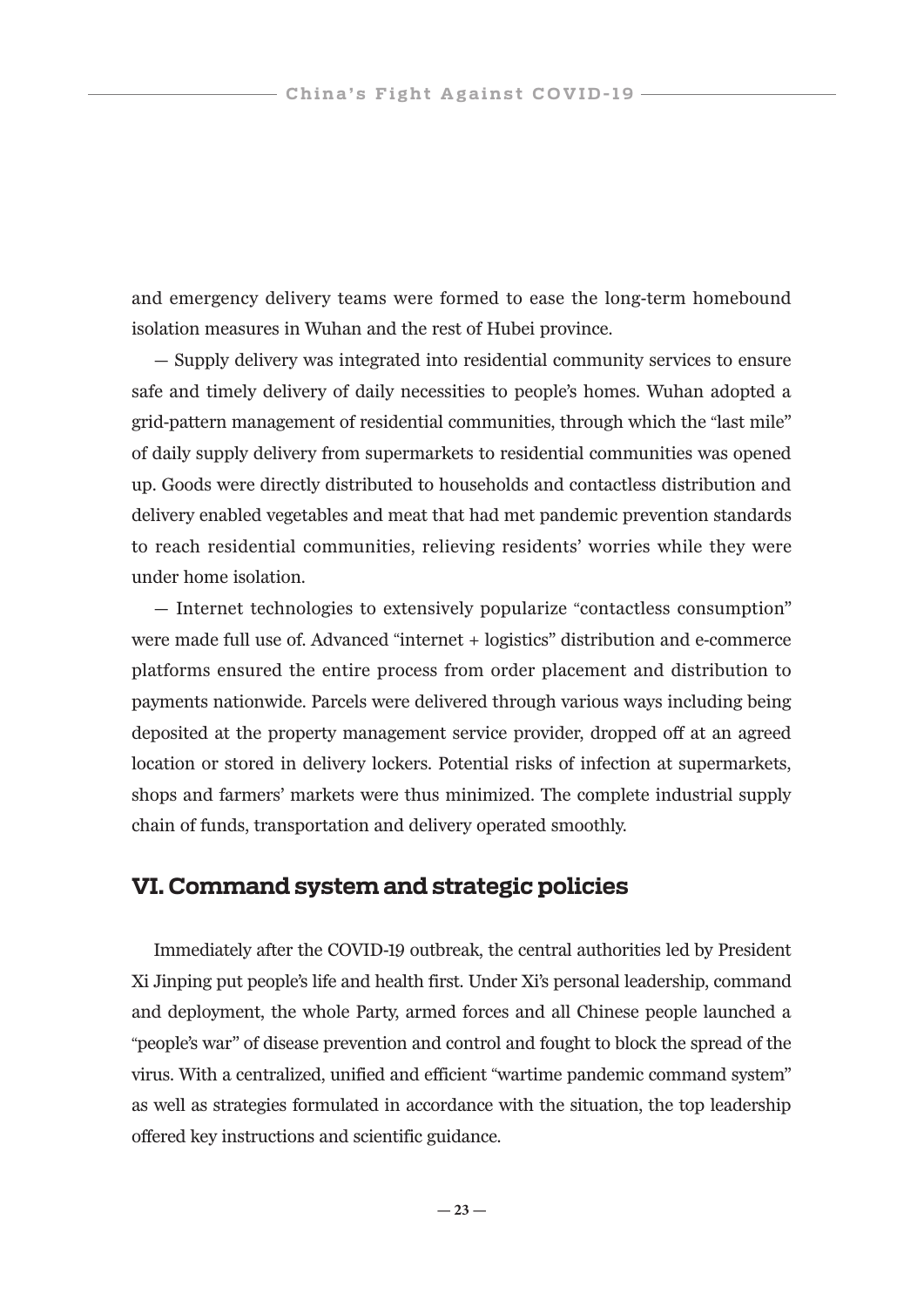and emergency delivery teams were formed to ease the long-term homebound isolation measures in Wuhan and the rest of Hubei province.

— Supply delivery was integrated into residential community services to ensure safe and timely delivery of daily necessities to people's homes. Wuhan adopted a grid-pattern management of residential communities, through which the "last mile" of daily supply delivery from supermarkets to residential communities was opened up. Goods were directly distributed to households and contactless distribution and delivery enabled vegetables and meat that had met pandemic prevention standards to reach residential communities, relieving residents' worries while they were under home isolation.

— Internet technologies to extensively popularize "contactless consumption" were made full use of. Advanced "internet + logistics" distribution and e-commerce platforms ensured the entire process from order placement and distribution to payments nationwide. Parcels were delivered through various ways including being deposited at the property management service provider, dropped off at an agreed location or stored in delivery lockers. Potential risks of infection at supermarkets, shops and farmers' markets were thus minimized. The complete industrial supply chain of funds, transportation and delivery operated smoothly.

## VI. Command system and strategic policies

Immediately after the COVID-19 outbreak, the central authorities led by President Xi Jinping put people's life and health first. Under Xi's personal leadership, command and deployment, the whole Party, armed forces and all Chinese people launched a "people's war" of disease prevention and control and fought to block the spread of the virus. With a centralized, unified and efficient "wartime pandemic command system" as well as strategies formulated in accordance with the situation, the top leadership offered key instructions and scientific guidance.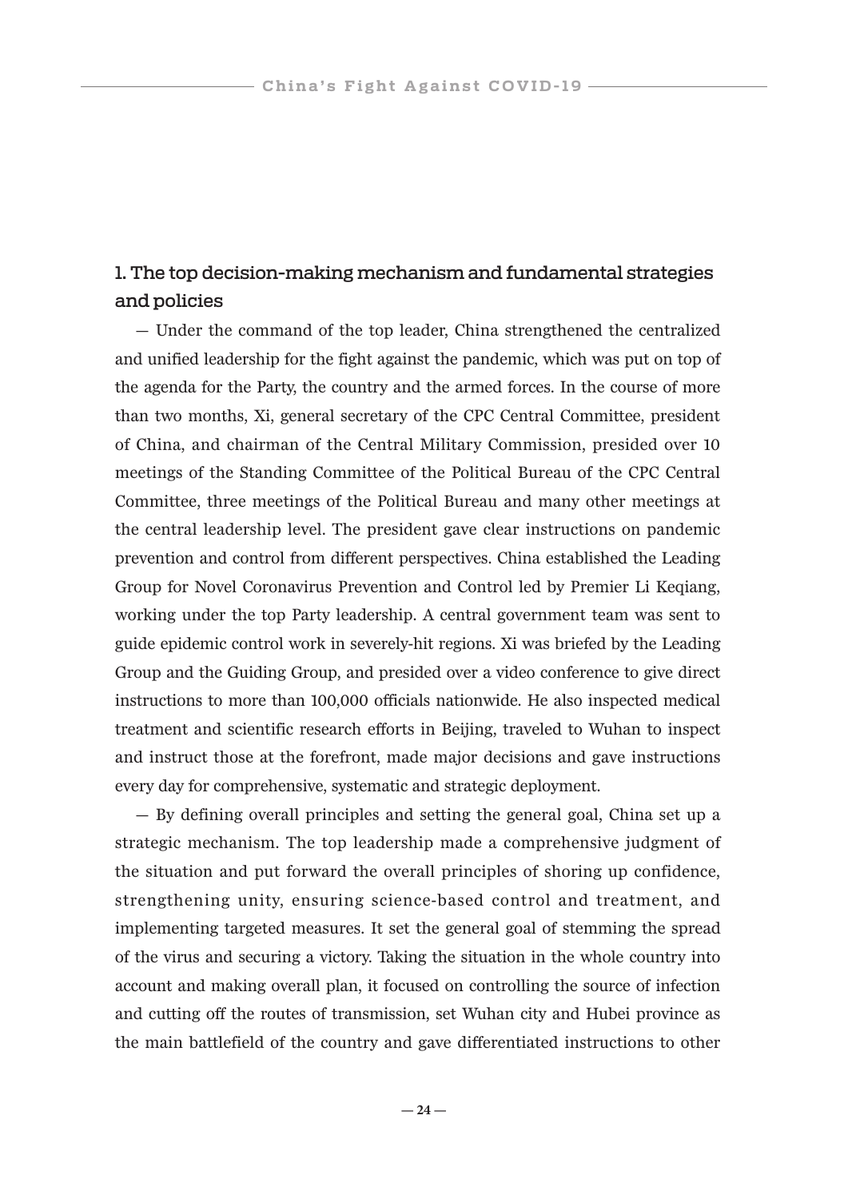## 1. The top decision-making mechanism and fundamental strategies and policies

— Under the command of the top leader, China strengthened the centralized and unified leadership for the fight against the pandemic, which was put on top of the agenda for the Party, the country and the armed forces. In the course of more than two months, Xi, general secretary of the CPC Central Committee, president of China, and chairman of the Central Military Commission, presided over 10 meetings of the Standing Committee of the Political Bureau of the CPC Central Committee, three meetings of the Political Bureau and many other meetings at the central leadership level. The president gave clear instructions on pandemic prevention and control from different perspectives. China established the Leading Group for Novel Coronavirus Prevention and Control led by Premier Li Keqiang, working under the top Party leadership. A central government team was sent to guide epidemic control work in severely-hit regions. Xi was briefed by the Leading Group and the Guiding Group, and presided over a video conference to give direct instructions to more than 100,000 officials nationwide. He also inspected medical treatment and scientific research efforts in Beijing, traveled to Wuhan to inspect and instruct those at the forefront, made major decisions and gave instructions every day for comprehensive, systematic and strategic deployment.

— By defining overall principles and setting the general goal, China set up a strategic mechanism. The top leadership made a comprehensive judgment of the situation and put forward the overall principles of shoring up confidence, strengthening unity, ensuring science-based control and treatment, and implementing targeted measures. It set the general goal of stemming the spread of the virus and securing a victory. Taking the situation in the whole country into account and making overall plan, it focused on controlling the source of infection and cutting off the routes of transmission, set Wuhan city and Hubei province as the main battlefield of the country and gave differentiated instructions to other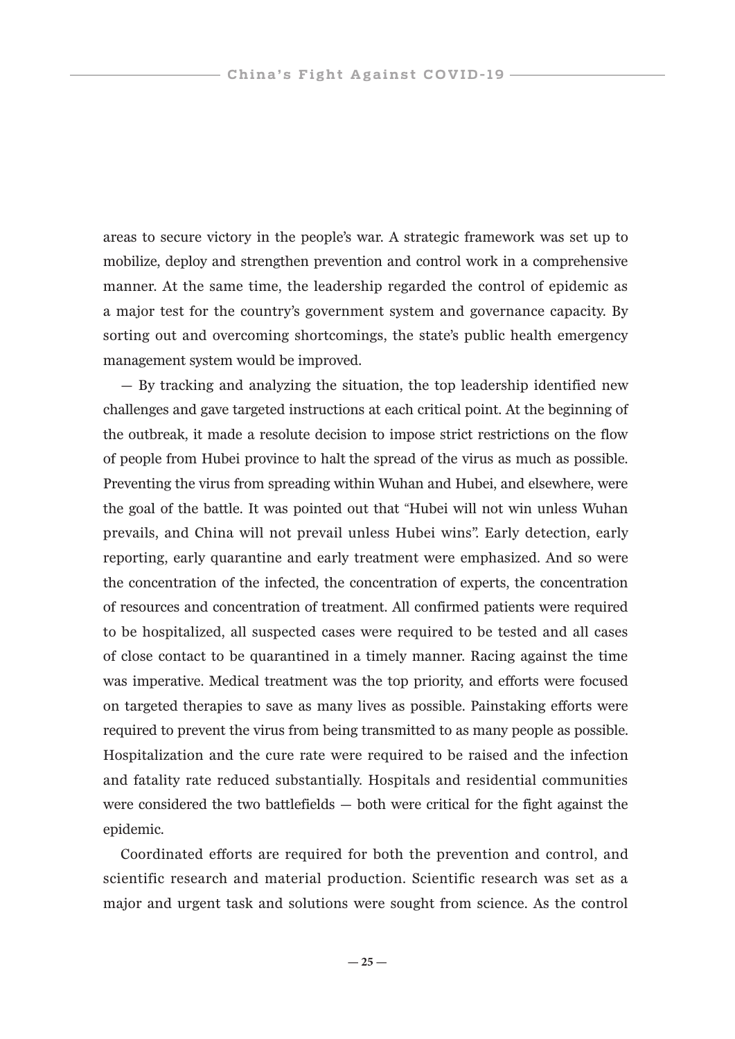areas to secure victory in the people's war. A strategic framework was set up to mobilize, deploy and strengthen prevention and control work in a comprehensive manner. At the same time, the leadership regarded the control of epidemic as a major test for the country's government system and governance capacity. By sorting out and overcoming shortcomings, the state's public health emergency management system would be improved.

— By tracking and analyzing the situation, the top leadership identified new challenges and gave targeted instructions at each critical point. At the beginning of the outbreak, it made a resolute decision to impose strict restrictions on the flow of people from Hubei province to halt the spread of the virus as much as possible. Preventing the virus from spreading within Wuhan and Hubei, and elsewhere, were the goal of the battle. It was pointed out that "Hubei will not win unless Wuhan prevails, and China will not prevail unless Hubei wins". Early detection, early reporting, early quarantine and early treatment were emphasized. And so were the concentration of the infected, the concentration of experts, the concentration of resources and concentration of treatment. All confirmed patients were required to be hospitalized, all suspected cases were required to be tested and all cases of close contact to be quarantined in a timely manner. Racing against the time was imperative. Medical treatment was the top priority, and efforts were focused on targeted therapies to save as many lives as possible. Painstaking efforts were required to prevent the virus from being transmitted to as many people as possible. Hospitalization and the cure rate were required to be raised and the infection and fatality rate reduced substantially. Hospitals and residential communities were considered the two battlefields — both were critical for the fight against the epidemic.

Coordinated efforts are required for both the prevention and control, and scientific research and material production. Scientific research was set as a major and urgent task and solutions were sought from science. As the control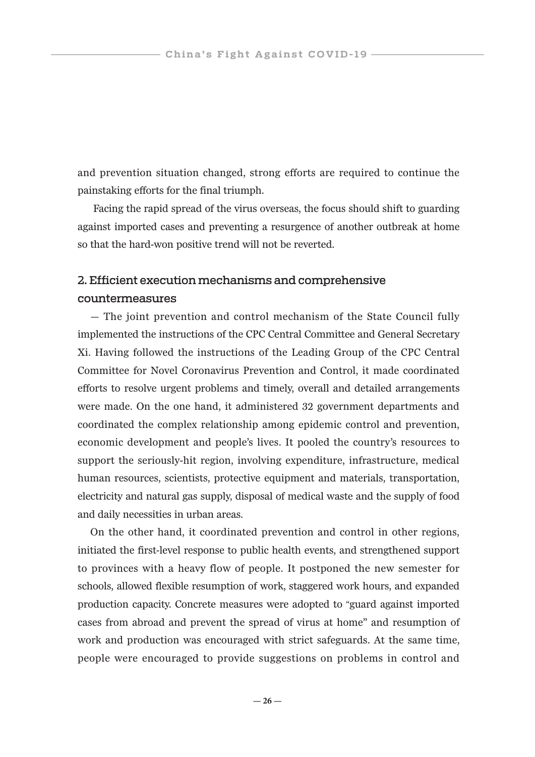and prevention situation changed, strong efforts are required to continue the painstaking efforts for the final triumph.

Facing the rapid spread of the virus overseas, the focus should shift to guarding against imported cases and preventing a resurgence of another outbreak at home so that the hard-won positive trend will not be reverted.

## 2. Efficient execution mechanisms and comprehensive countermeasures

— The joint prevention and control mechanism of the State Council fully implemented the instructions of the CPC Central Committee and General Secretary Xi. Having followed the instructions of the Leading Group of the CPC Central Committee for Novel Coronavirus Prevention and Control, it made coordinated efforts to resolve urgent problems and timely, overall and detailed arrangements were made. On the one hand, it administered 32 government departments and coordinated the complex relationship among epidemic control and prevention, economic development and people's lives. It pooled the country's resources to support the seriously-hit region, involving expenditure, infrastructure, medical human resources, scientists, protective equipment and materials, transportation, electricity and natural gas supply, disposal of medical waste and the supply of food and daily necessities in urban areas.

On the other hand, it coordinated prevention and control in other regions, initiated the first-level response to public health events, and strengthened support to provinces with a heavy flow of people. It postponed the new semester for schools, allowed flexible resumption of work, staggered work hours, and expanded production capacity. Concrete measures were adopted to "guard against imported cases from abroad and prevent the spread of virus at home" and resumption of work and production was encouraged with strict safeguards. At the same time, people were encouraged to provide suggestions on problems in control and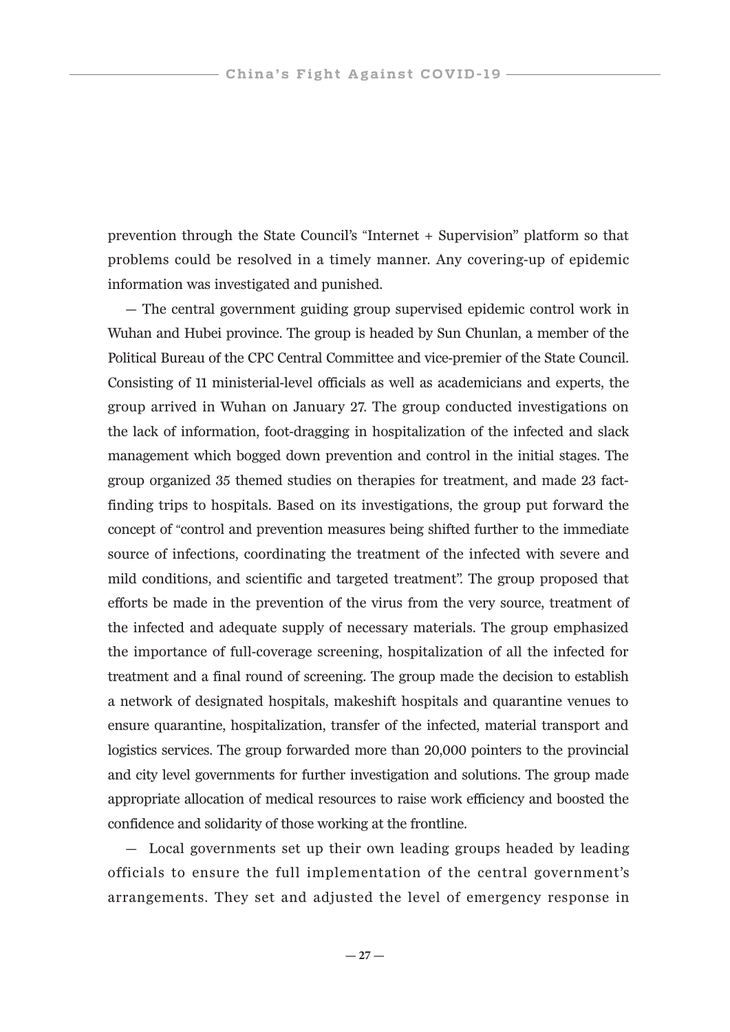prevention through the State Council's "Internet + Supervision" platform so that problems could be resolved in a timely manner. Any covering-up of epidemic information was investigated and punished.

— The central government guiding group supervised epidemic control work in Wuhan and Hubei province. The group is headed by Sun Chunlan, a member of the Political Bureau of the CPC Central Committee and vice-premier of the State Council. Consisting of 11 ministerial-level officials as well as academicians and experts, the group arrived in Wuhan on January 27. The group conducted investigations on the lack of information, foot-dragging in hospitalization of the infected and slack management which bogged down prevention and control in the initial stages. The group organized 35 themed studies on therapies for treatment, and made 23 fact-finding trips to hospitals. Based on its investigations, the group put forward the concept of "control and prevention measures being shifted further to the immediate source of infections, coordinating the treatment of the infected with severe and mild conditions, and scientific and targeted treatment". The group proposed that efforts be made in the prevention of the virus from the very source, treatment of the infected and adequate supply of necessary materials. The group emphasized the importance of full-coverage screening, hospitalization of all the infected for treatment and a final round of screening. The group made the decision to establish a network of designated hospitals, makeshift hospitals and quarantine venues to ensure quarantine, hospitalization, transfer of the infected, material transport and logistics services. The group forwarded more than 20,000 pointers to the provincial and city level governments for further investigation and solutions. The group made appropriate allocation of medical resources to raise work efficiency and boosted the confidence and solidarity of those working at the frontline.

— Local governments set up their own leading groups headed by leading officials to ensure the full implementation of the central government's arrangements. They set and adjusted the level of emergency response in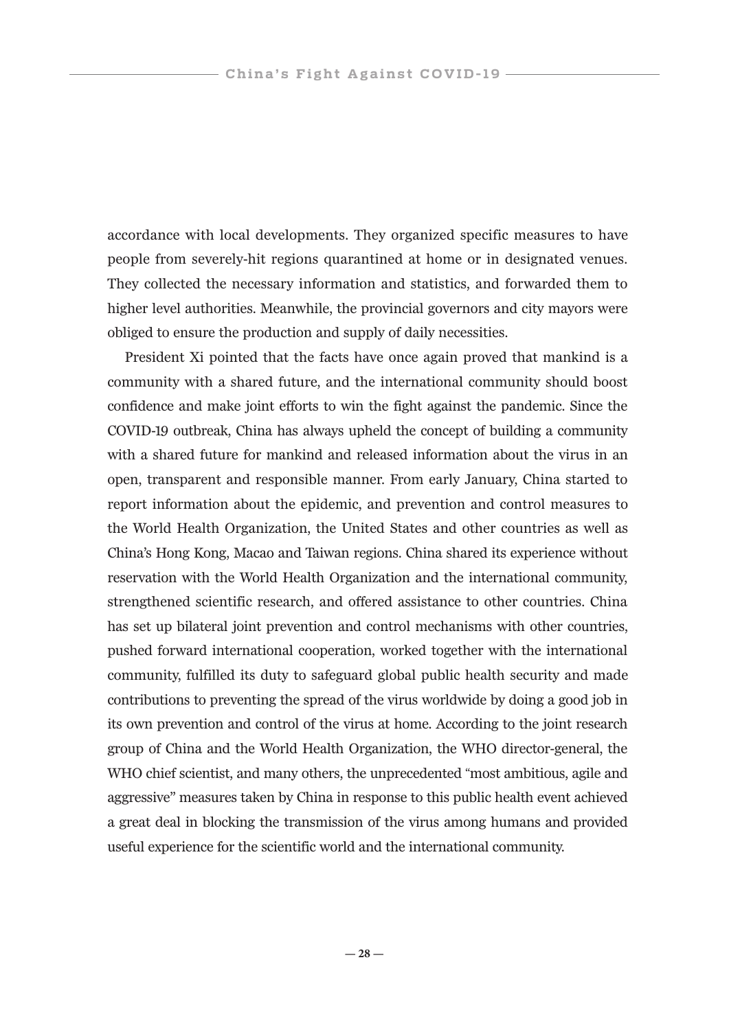accordance with local developments. They organized specific measures to have people from severely-hit regions quarantined at home or in designated venues. They collected the necessary information and statistics, and forwarded them to higher level authorities. Meanwhile, the provincial governors and city mayors were obliged to ensure the production and supply of daily necessities.

President Xi pointed that the facts have once again proved that mankind is a community with a shared future, and the international community should boost confidence and make joint efforts to win the fight against the pandemic. Since the COVID-19 outbreak, China has always upheld the concept of building a community with a shared future for mankind and released information about the virus in an open, transparent and responsible manner. From early January, China started to report information about the epidemic, and prevention and control measures to the World Health Organization, the United States and other countries as well as China's Hong Kong, Macao and Taiwan regions. China shared its experience without reservation with the World Health Organization and the international community, strengthened scientific research, and offered assistance to other countries. China has set up bilateral joint prevention and control mechanisms with other countries, pushed forward international cooperation, worked together with the international community, fulfilled its duty to safeguard global public health security and made contributions to preventing the spread of the virus worldwide by doing a good job in its own prevention and control of the virus at home. According to the joint research group of China and the World Health Organization, the WHO director-general, the WHO chief scientist, and many others, the unprecedented "most ambitious, agile and aggressive" measures taken by China in response to this public health event achieved a great deal in blocking the transmission of the virus among humans and provided useful experience for the scientific world and the international community.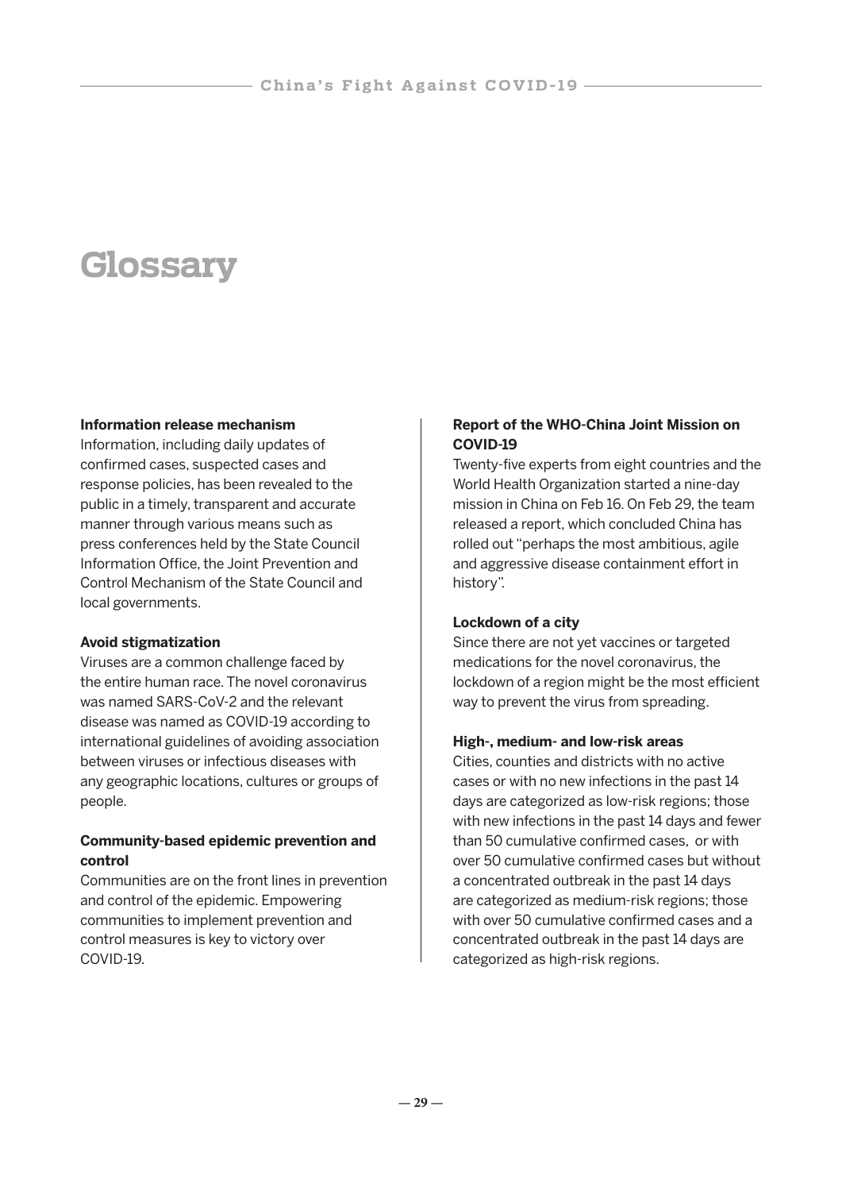# Glossary

**Information release mechanism**

Information, including daily updates of confirmed cases, suspected cases and response policies, has been revealed to the public in a timely, transparent and accurate manner through various means such as press conferences held by the State Council Information Office, the Joint Prevention and Control Mechanism of the State Council and local governments.

**Avoid stigmatization**

Viruses are a common challenge faced by the entire human race. The novel coronavirus was named SARS-CoV-2 and the relevant disease was named as COVID-19 according to international guidelines of avoiding association between viruses or infectious diseases with any geographic locations, cultures or groups of people.

**Community-based epidemic prevention and control**

Communities are on the front lines in prevention and control of the epidemic. Empowering communities to implement prevention and control measures is key to victory over COVID-19.

**Report of the WHO-China Joint Mission on COVID-19**

Twenty-five experts from eight countries and the World Health Organization started a nine-day mission in China on Feb 16. On Feb 29, the team released a report, which concluded China has rolled out "perhaps the most ambitious, agile and aggressive disease containment effort in history".

**Lockdown of a city**

Since there are not yet vaccines or targeted medications for the novel coronavirus, the lockdown of a region might be the most efficient way to prevent the virus from spreading.

**High-, medium- and low-risk areas**

Cities, counties and districts with no active cases or with no new infections in the past 14 days are categorized as low-risk regions; those with new infections in the past 14 days and fewer than 50 cumulative confirmed cases, or with over 50 cumulative confirmed cases but without a concentrated outbreak in the past 14 days are categorized as medium-risk regions; those with over 50 cumulative confirmed cases and a concentrated outbreak in the past 14 days are categorized as high-risk regions.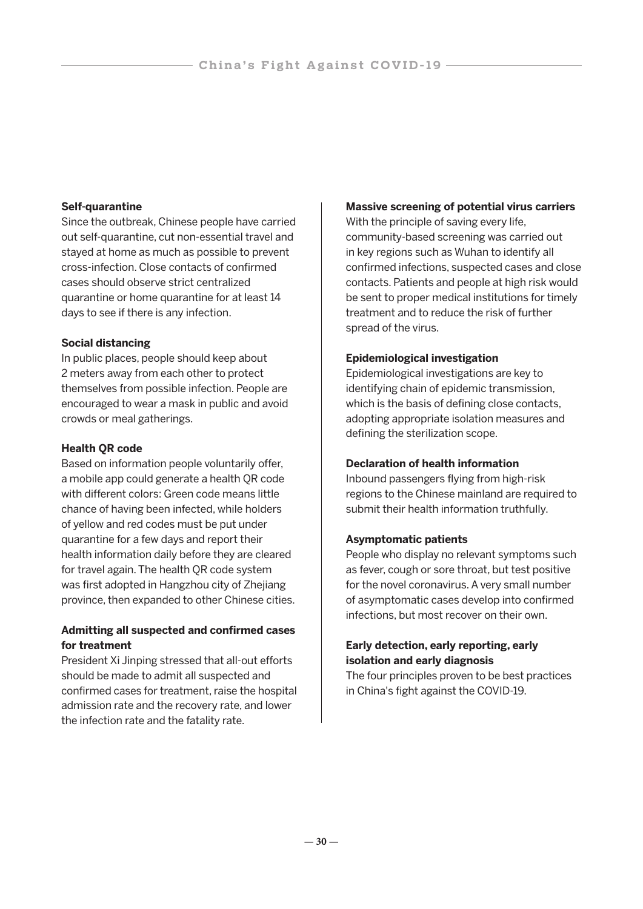**Self-quarantine**

Since the outbreak, Chinese people have carried out self-quarantine, cut non-essential travel and stayed at home as much as possible to prevent cross-infection. Close contacts of confirmed cases should observe strict centralized quarantine or home quarantine for at least 14 days to see if there is any infection.

**Social distancing**

In public places, people should keep about 2 meters away from each other to protect themselves from possible infection. People are encouraged to wear a mask in public and avoid crowds or meal gatherings.

**Health QR code**

Based on information people voluntarily offer, a mobile app could generate a health QR code with different colors: Green code means little chance of having been infected, while holders of yellow and red codes must be put under quarantine for a few days and report their health information daily before they are cleared for travel again. The health QR code system was first adopted in Hangzhou city of Zhejiang province, then expanded to other Chinese cities.

**Admitting all suspected and confirmed cases for treatment**

President Xi Jinping stressed that all-out efforts should be made to admit all suspected and confirmed cases for treatment, raise the hospital admission rate and the recovery rate, and lower the infection rate and the fatality rate.

**Massive screening of potential virus carriers**

With the principle of saving every life, community-based screening was carried out in key regions such as Wuhan to identify all confirmed infections, suspected cases and close contacts. Patients and people at high risk would be sent to proper medical institutions for timely treatment and to reduce the risk of further spread of the virus.

**Epidemiological investigation**

Epidemiological investigations are key to identifying chain of epidemic transmission, which is the basis of defining close contacts, adopting appropriate isolation measures and defining the sterilization scope.

**Declaration of health information**

Inbound passengers flying from high-risk regions to the Chinese mainland are required to submit their health information truthfully.

**Asymptomatic patients**

People who display no relevant symptoms such as fever, cough or sore throat, but test positive for the novel coronavirus. A very small number of asymptomatic cases develop into confirmed infections, but most recover on their own.

**Early detection, early reporting, early isolation and early diagnosis**

The four principles proven to be best practices in China's fight against the COVID-19.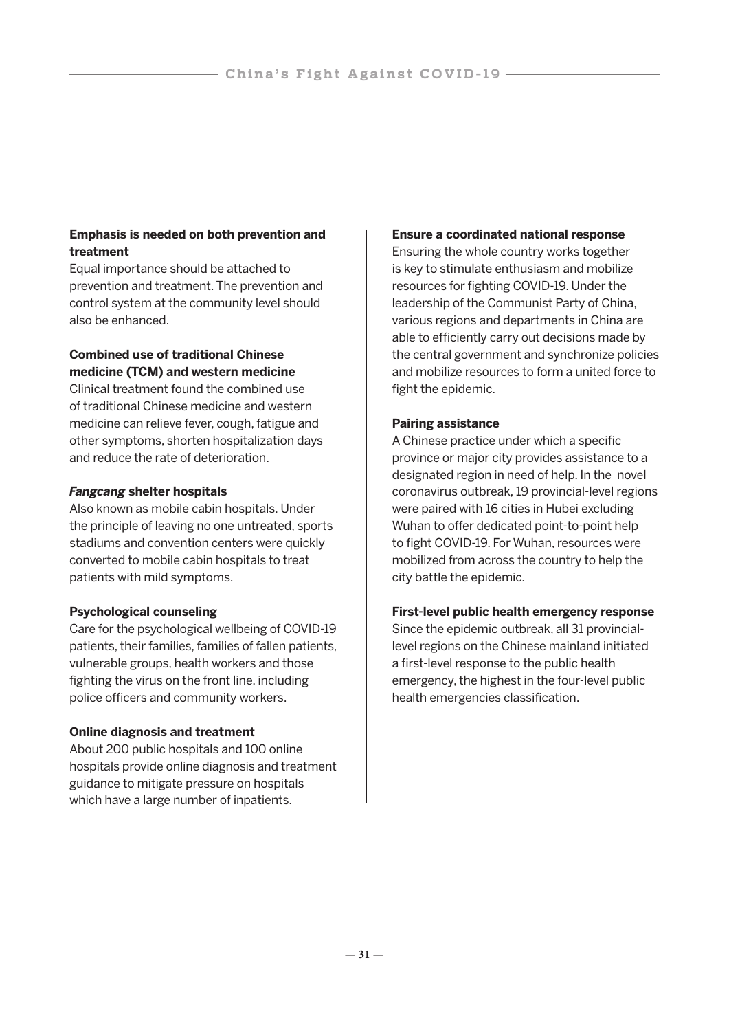**Emphasis is needed on both prevention and treatment**

Equal importance should be attached to prevention and treatment. The prevention and control system at the community level should also be enhanced.

**Combined use of traditional Chinese medicine (TCM) and western medicine**

Clinical treatment found the combined use of traditional Chinese medicine and western medicine can relieve fever, cough, fatigue and other symptoms, shorten hospitalization days and reduce the rate of deterioration.

***Fangcang* shelter hospitals**

Also known as mobile cabin hospitals. Under the principle of leaving no one untreated, sports stadiums and convention centers were quickly converted to mobile cabin hospitals to treat patients with mild symptoms.

**Psychological counseling**

Care for the psychological wellbeing of COVID-19 patients, their families, families of fallen patients, vulnerable groups, health workers and those fighting the virus on the front line, including police officers and community workers.

**Online diagnosis and treatment**

About 200 public hospitals and 100 online hospitals provide online diagnosis and treatment guidance to mitigate pressure on hospitals which have a large number of inpatients.

**Ensure a coordinated national response**

Ensuring the whole country works together is key to stimulate enthusiasm and mobilize resources for fighting COVID-19. Under the leadership of the Communist Party of China, various regions and departments in China are able to efficiently carry out decisions made by the central government and synchronize policies and mobilize resources to form a united force to fight the epidemic.

**Pairing assistance**

A Chinese practice under which a specific province or major city provides assistance to a designated region in need of help. In the novel coronavirus outbreak, 19 provincial-level regions were paired with 16 cities in Hubei excluding Wuhan to offer dedicated point-to-point help to fight COVID-19. For Wuhan, resources were mobilized from across the country to help the city battle the epidemic.

**First-level public health emergency response**

Since the epidemic outbreak, all 31 provincial-level regions on the Chinese mainland initiated a first-level response to the public health emergency, the highest in the four-level public health emergencies classification.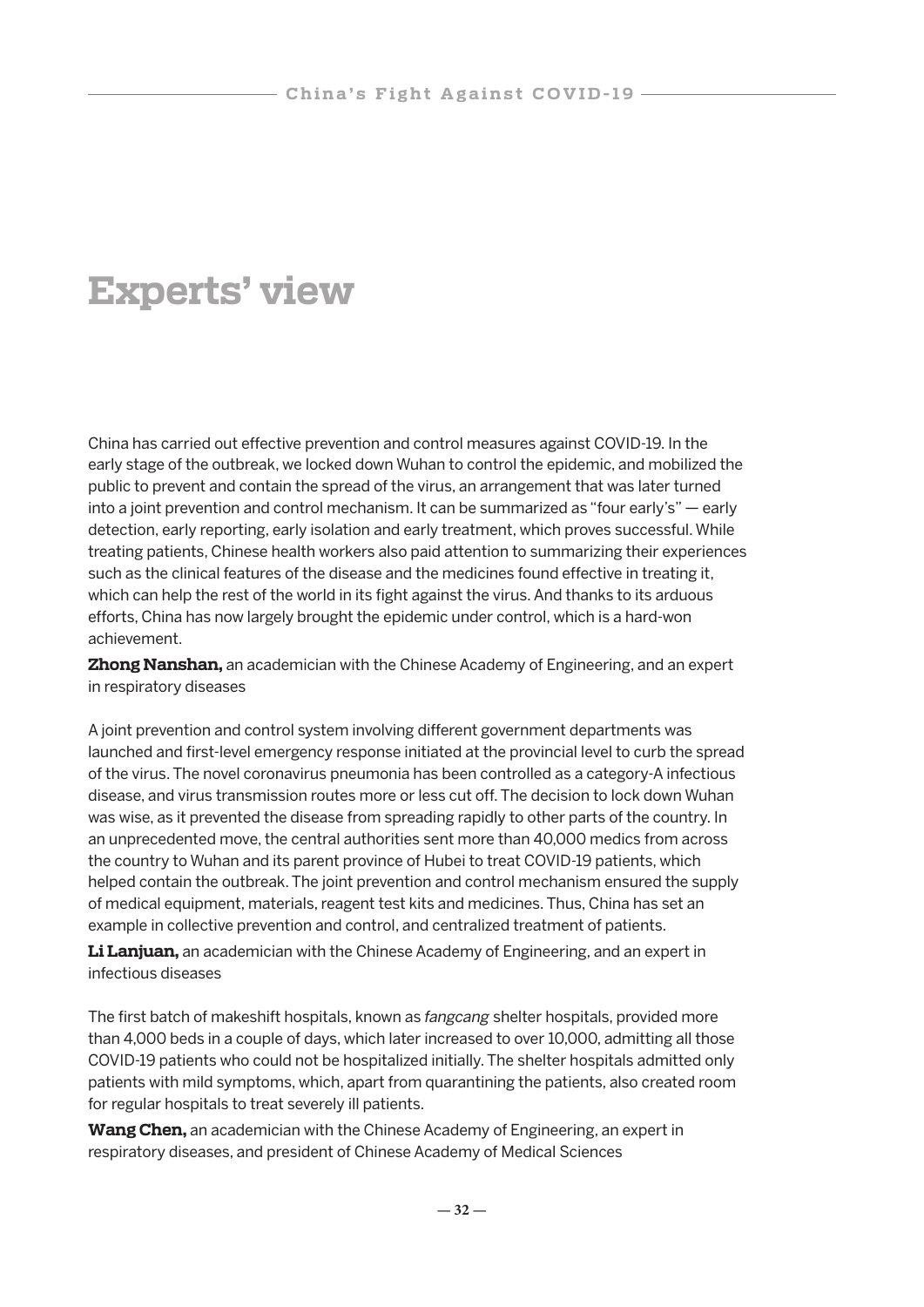# Experts' view

China has carried out effective prevention and control measures against COVID-19. In the early stage of the outbreak, we locked down Wuhan to control the epidemic, and mobilized the public to prevent and contain the spread of the virus, an arrangement that was later turned into a joint prevention and control mechanism. It can be summarized as "four early's" — early detection, early reporting, early isolation and early treatment, which proves successful. While treating patients, Chinese health workers also paid attention to summarizing their experiences such as the clinical features of the disease and the medicines found effective in treating it, which can help the rest of the world in its fight against the virus. And thanks to its arduous efforts, China has now largely brought the epidemic under control, which is a hard-won achievement.

**Zhong Nanshan,** an academician with the Chinese Academy of Engineering, and an expert in respiratory diseases

A joint prevention and control system involving different government departments was launched and first-level emergency response initiated at the provincial level to curb the spread of the virus. The novel coronavirus pneumonia has been controlled as a category-A infectious disease, and virus transmission routes more or less cut off. The decision to lock down Wuhan was wise, as it prevented the disease from spreading rapidly to other parts of the country. In an unprecedented move, the central authorities sent more than 40,000 medics from across the country to Wuhan and its parent province of Hubei to treat COVID-19 patients, which helped contain the outbreak. The joint prevention and control mechanism ensured the supply of medical equipment, materials, reagent test kits and medicines. Thus, China has set an example in collective prevention and control, and centralized treatment of patients.

**Li Lanjuan,** an academician with the Chinese Academy of Engineering, and an expert in infectious diseases

The first batch of makeshift hospitals, known as *fangcang* shelter hospitals, provided more than 4,000 beds in a couple of days, which later increased to over 10,000, admitting all those COVID-19 patients who could not be hospitalized initially. The shelter hospitals admitted only patients with mild symptoms, which, apart from quarantining the patients, also created room for regular hospitals to treat severely ill patients.

**Wang Chen,** an academician with the Chinese Academy of Engineering, an expert in respiratory diseases, and president of Chinese Academy of Medical Sciences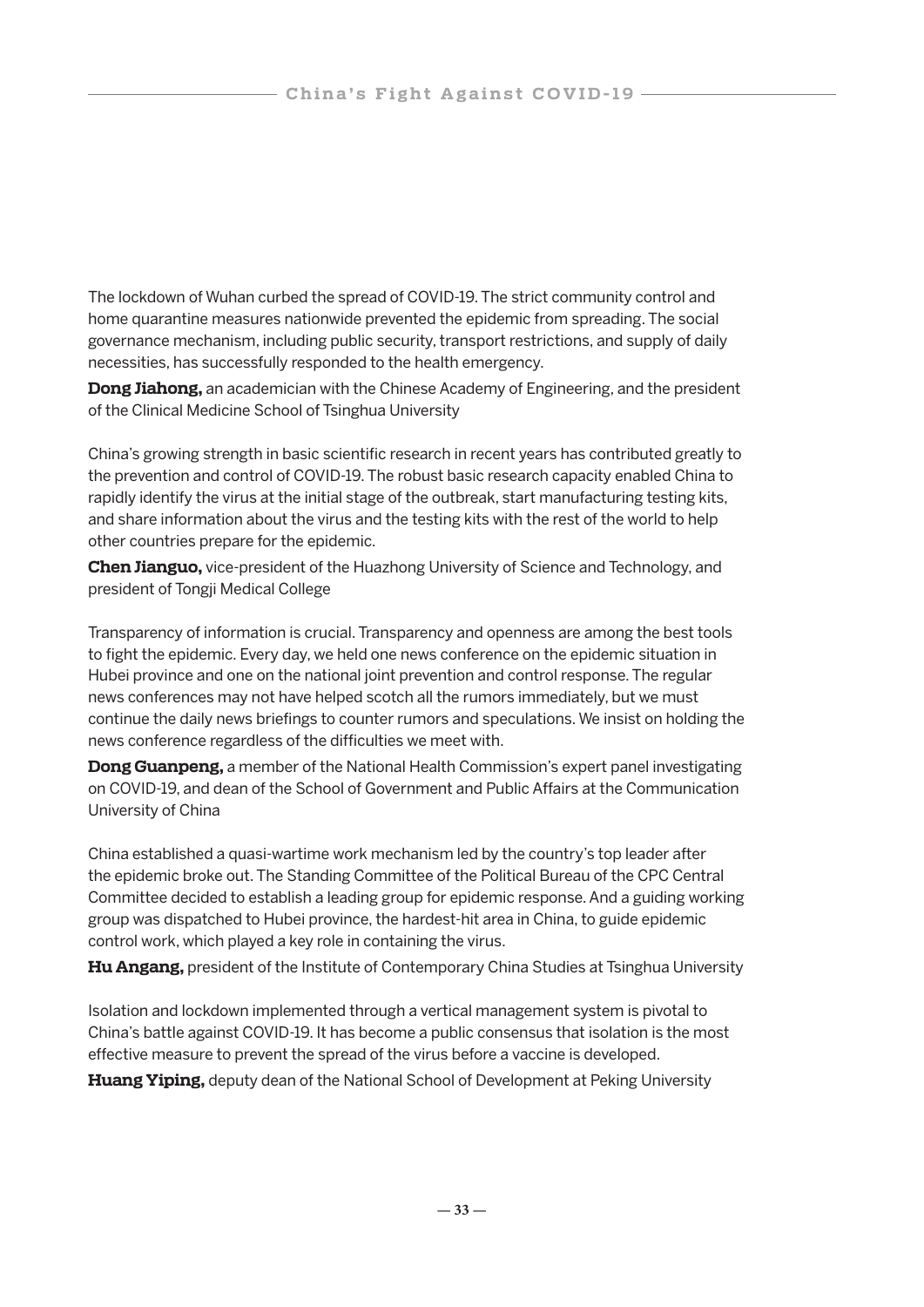The lockdown of Wuhan curbed the spread of COVID-19. The strict community control and home quarantine measures nationwide prevented the epidemic from spreading. The social governance mechanism, including public security, transport restrictions, and supply of daily necessities, has successfully responded to the health emergency.

**Dong Jiahong,** an academician with the Chinese Academy of Engineering, and the president of the Clinical Medicine School of Tsinghua University

China's growing strength in basic scientific research in recent years has contributed greatly to the prevention and control of COVID-19. The robust basic research capacity enabled China to rapidly identify the virus at the initial stage of the outbreak, start manufacturing testing kits, and share information about the virus and the testing kits with the rest of the world to help other countries prepare for the epidemic.

**Chen Jianguo,** vice-president of the Huazhong University of Science and Technology, and president of Tongji Medical College

Transparency of information is crucial. Transparency and openness are among the best tools to fight the epidemic. Every day, we held one news conference on the epidemic situation in Hubei province and one on the national joint prevention and control response. The regular news conferences may not have helped scotch all the rumors immediately, but we must continue the daily news briefings to counter rumors and speculations. We insist on holding the news conference regardless of the difficulties we meet with.

**Dong Guanpeng,** a member of the National Health Commission's expert panel investigating on COVID-19, and dean of the School of Government and Public Affairs at the Communication University of China

China established a quasi-wartime work mechanism led by the country's top leader after the epidemic broke out. The Standing Committee of the Political Bureau of the CPC Central Committee decided to establish a leading group for epidemic response. And a guiding working group was dispatched to Hubei province, the hardest-hit area in China, to guide epidemic control work, which played a key role in containing the virus.

**Hu Angang,** president of the Institute of Contemporary China Studies at Tsinghua University

Isolation and lockdown implemented through a vertical management system is pivotal to China's battle against COVID-19. It has become a public consensus that isolation is the most effective measure to prevent the spread of the virus before a vaccine is developed.

**Huang Yiping,** deputy dean of the National School of Development at Peking University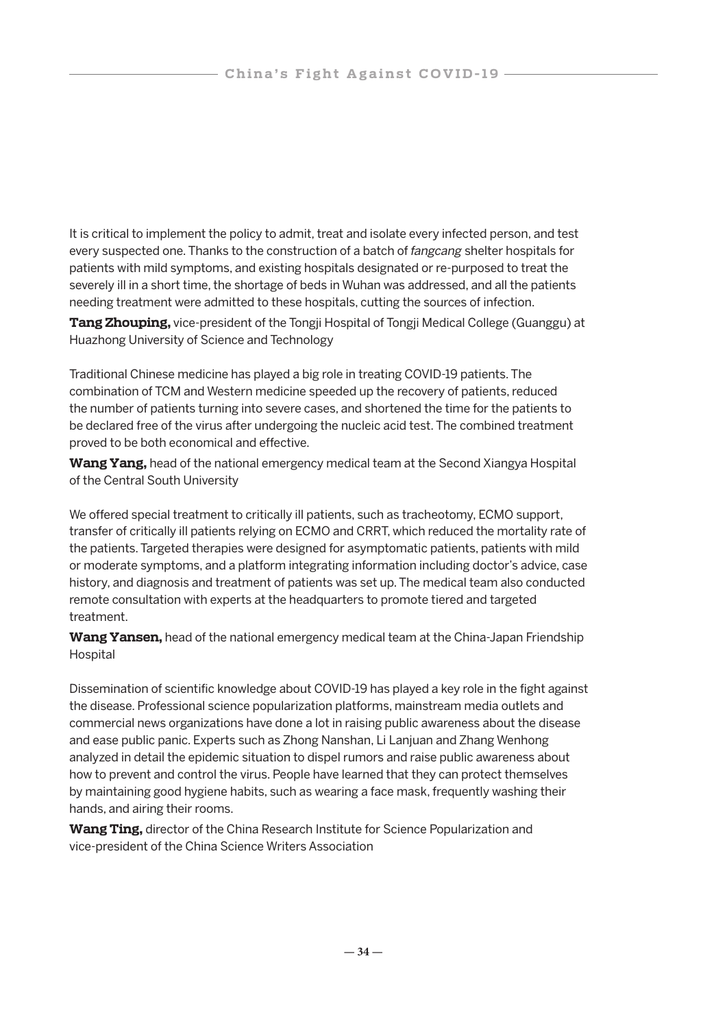It is critical to implement the policy to admit, treat and isolate every infected person, and test every suspected one. Thanks to the construction of a batch of *fangcang* shelter hospitals for patients with mild symptoms, and existing hospitals designated or re-purposed to treat the severely ill in a short time, the shortage of beds in Wuhan was addressed, and all the patients needing treatment were admitted to these hospitals, cutting the sources of infection.

**Tang Zhouping,** vice-president of the Tongji Hospital of Tongji Medical College (Guanggu) at Huazhong University of Science and Technology

Traditional Chinese medicine has played a big role in treating COVID-19 patients. The combination of TCM and Western medicine speeded up the recovery of patients, reduced the number of patients turning into severe cases, and shortened the time for the patients to be declared free of the virus after undergoing the nucleic acid test. The combined treatment proved to be both economical and effective.

**Wang Yang,** head of the national emergency medical team at the Second Xiangya Hospital of the Central South University

We offered special treatment to critically ill patients, such as tracheotomy, ECMO support, transfer of critically ill patients relying on ECMO and CRRT, which reduced the mortality rate of the patients. Targeted therapies were designed for asymptomatic patients, patients with mild or moderate symptoms, and a platform integrating information including doctor's advice, case history, and diagnosis and treatment of patients was set up. The medical team also conducted remote consultation with experts at the headquarters to promote tiered and targeted treatment.

**Wang Yansen,** head of the national emergency medical team at the China-Japan Friendship Hospital

Dissemination of scientific knowledge about COVID-19 has played a key role in the fight against the disease. Professional science popularization platforms, mainstream media outlets and commercial news organizations have done a lot in raising public awareness about the disease and ease public panic. Experts such as Zhong Nanshan, Li Lanjuan and Zhang Wenhong analyzed in detail the epidemic situation to dispel rumors and raise public awareness about how to prevent and control the virus. People have learned that they can protect themselves by maintaining good hygiene habits, such as wearing a face mask, frequently washing their hands, and airing their rooms.

**Wang Ting,** director of the China Research Institute for Science Popularization and vice-president of the China Science Writers Association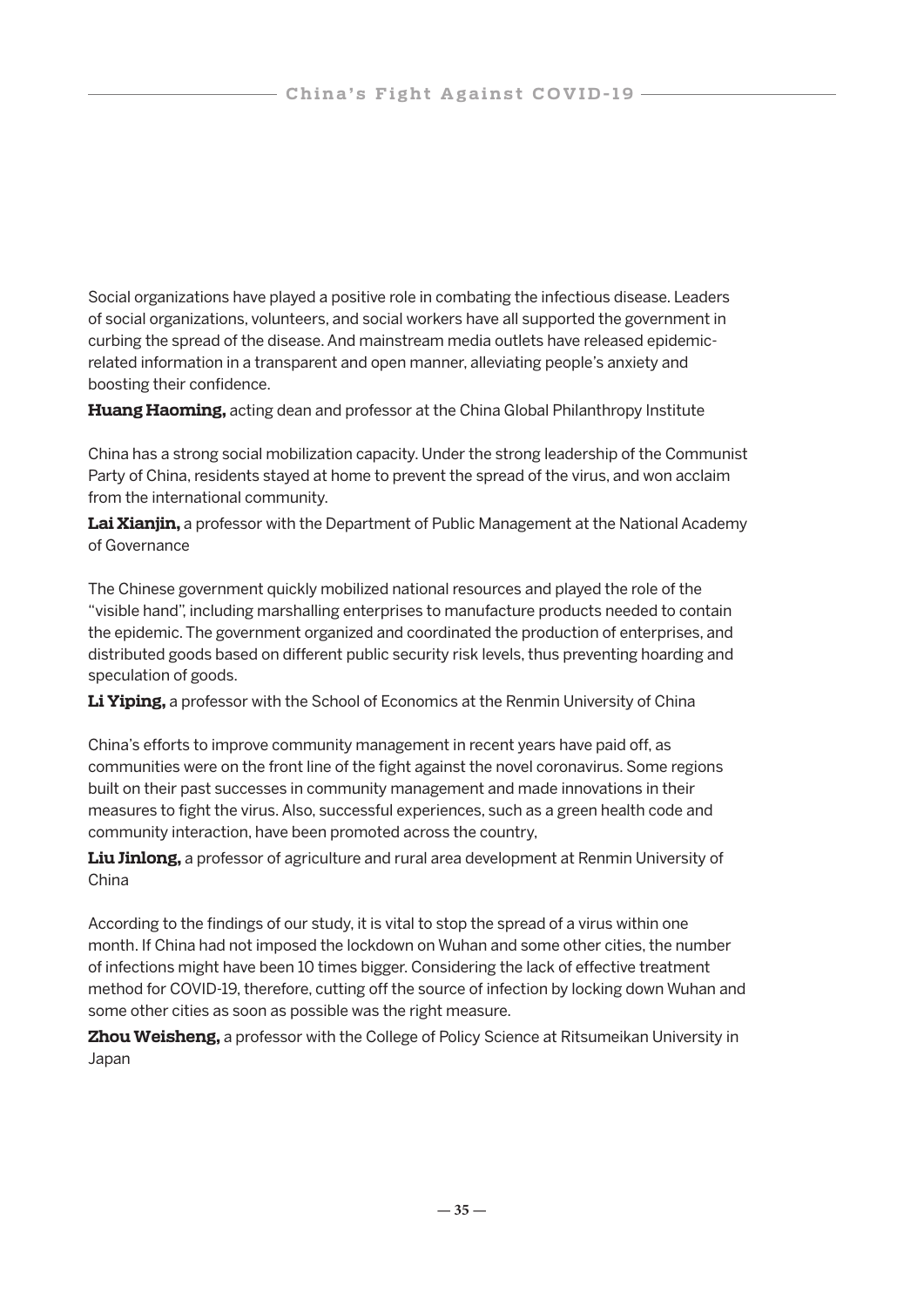Social organizations have played a positive role in combating the infectious disease. Leaders of social organizations, volunteers, and social workers have all supported the government in curbing the spread of the disease. And mainstream media outlets have released epidemic-related information in a transparent and open manner, alleviating people's anxiety and boosting their confidence.

**Huang Haoming,** acting dean and professor at the China Global Philanthropy Institute

China has a strong social mobilization capacity. Under the strong leadership of the Communist Party of China, residents stayed at home to prevent the spread of the virus, and won acclaim from the international community.

**Lai Xianjin,** a professor with the Department of Public Management at the National Academy of Governance

The Chinese government quickly mobilized national resources and played the role of the "visible hand", including marshalling enterprises to manufacture products needed to contain the epidemic. The government organized and coordinated the production of enterprises, and distributed goods based on different public security risk levels, thus preventing hoarding and speculation of goods.

**Li Yiping,** a professor with the School of Economics at the Renmin University of China

China's efforts to improve community management in recent years have paid off, as communities were on the front line of the fight against the novel coronavirus. Some regions built on their past successes in community management and made innovations in their measures to fight the virus. Also, successful experiences, such as a green health code and community interaction, have been promoted across the country,

**Liu Jinlong,** a professor of agriculture and rural area development at Renmin University of China

According to the findings of our study, it is vital to stop the spread of a virus within one month. If China had not imposed the lockdown on Wuhan and some other cities, the number of infections might have been 10 times bigger. Considering the lack of effective treatment method for COVID-19, therefore, cutting off the source of infection by locking down Wuhan and some other cities as soon as possible was the right measure.

**Zhou Weisheng,** a professor with the College of Policy Science at Ritsumeikan University in Japan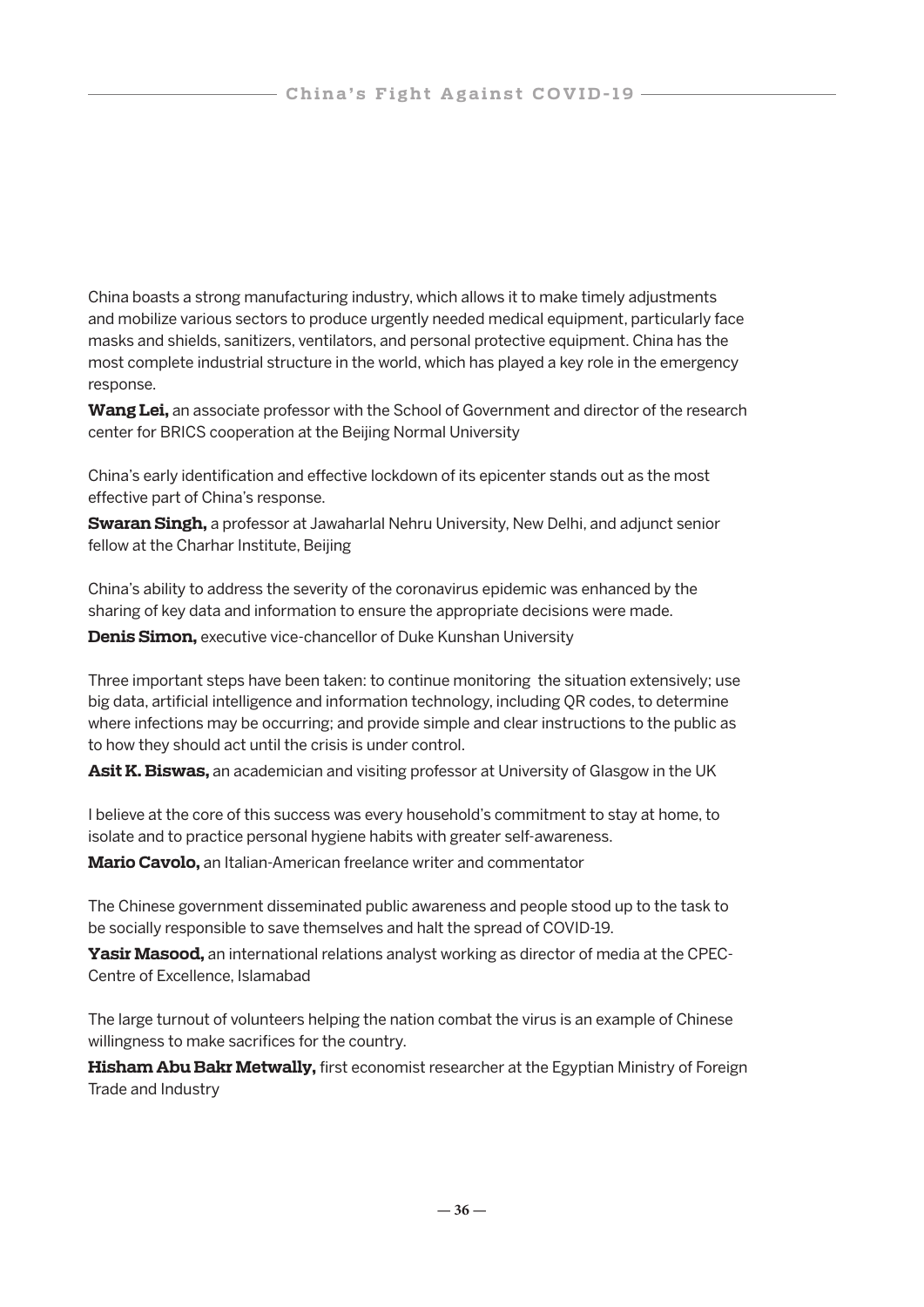China boasts a strong manufacturing industry, which allows it to make timely adjustments and mobilize various sectors to produce urgently needed medical equipment, particularly face masks and shields, sanitizers, ventilators, and personal protective equipment. China has the most complete industrial structure in the world, which has played a key role in the emergency response.

**Wang Lei,** an associate professor with the School of Government and director of the research center for BRICS cooperation at the Beijing Normal University

China's early identification and effective lockdown of its epicenter stands out as the most effective part of China's response.

**Swaran Singh,** a professor at Jawaharlal Nehru University, New Delhi, and adjunct senior fellow at the Charhar Institute, Beijing

China's ability to address the severity of the coronavirus epidemic was enhanced by the sharing of key data and information to ensure the appropriate decisions were made.

**Denis Simon,** executive vice-chancellor of Duke Kunshan University

Three important steps have been taken: to continue monitoring the situation extensively; use big data, artificial intelligence and information technology, including QR codes, to determine where infections may be occurring; and provide simple and clear instructions to the public as to how they should act until the crisis is under control.

**Asit K. Biswas,** an academician and visiting professor at University of Glasgow in the UK

I believe at the core of this success was every household's commitment to stay at home, to isolate and to practice personal hygiene habits with greater self-awareness.

**Mario Cavolo,** an Italian-American freelance writer and commentator

The Chinese government disseminated public awareness and people stood up to the task to be socially responsible to save themselves and halt the spread of COVID-19.

**Yasir Masood,** an international relations analyst working as director of media at the CPEC-Centre of Excellence, Islamabad

The large turnout of volunteers helping the nation combat the virus is an example of Chinese willingness to make sacrifices for the country.

**Hisham Abu Bakr Metwally,** first economist researcher at the Egyptian Ministry of Foreign Trade and Industry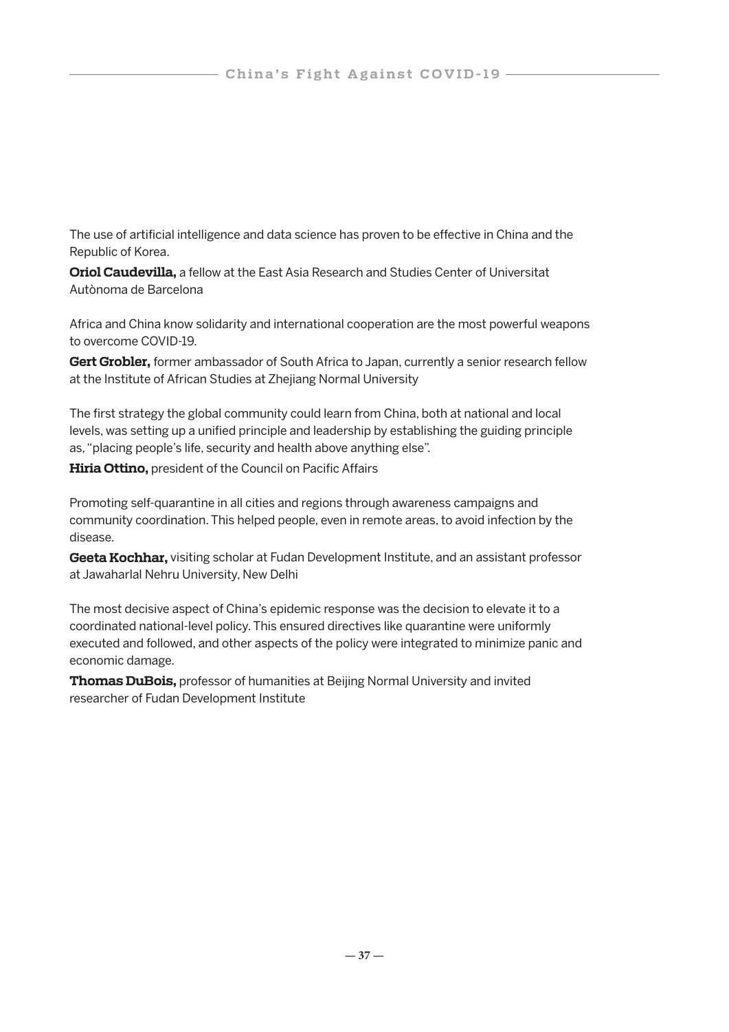The use of artificial intelligence and data science has proven to be effective in China and the Republic of Korea.

**Oriol Caudevilla,** a fellow at the East Asia Research and Studies Center of Universitat Autònoma de Barcelona

Africa and China know solidarity and international cooperation are the most powerful weapons to overcome COVID-19.

**Gert Grobler,** former ambassador of South Africa to Japan, currently a senior research fellow at the Institute of African Studies at Zhejiang Normal University

The first strategy the global community could learn from China, both at national and local levels, was setting up a unified principle and leadership by establishing the guiding principle as, "placing people's life, security and health above anything else".

**Hiria Ottino,** president of the Council on Pacific Affairs

Promoting self-quarantine in all cities and regions through awareness campaigns and community coordination. This helped people, even in remote areas, to avoid infection by the disease.

**Geeta Kochhar,** visiting scholar at Fudan Development Institute, and an assistant professor at Jawaharlal Nehru University, New Delhi

The most decisive aspect of China's epidemic response was the decision to elevate it to a coordinated national-level policy. This ensured directives like quarantine were uniformly executed and followed, and other aspects of the policy were integrated to minimize panic and economic damage.

**Thomas DuBois,** professor of humanities at Beijing Normal University and invited researcher of Fudan Development Institute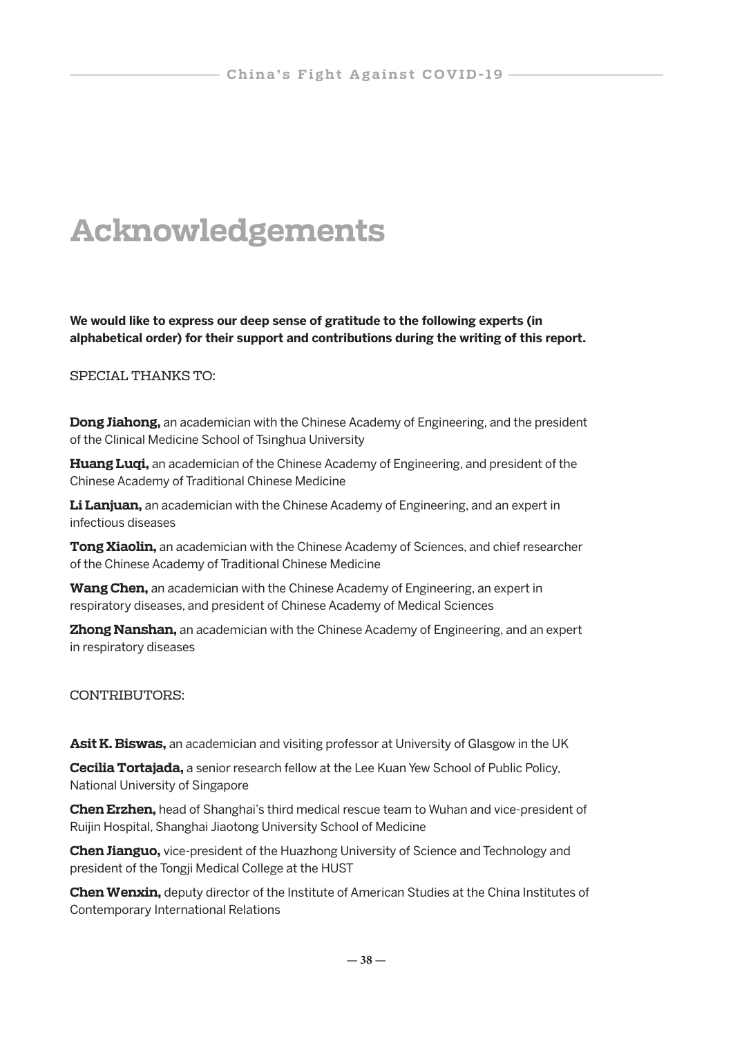# Acknowledgements

**We would like to express our deep sense of gratitude to the following experts (in alphabetical order) for their support and contributions during the writing of this report.**

SPECIAL THANKS TO:

**Dong Jiahong,** an academician with the Chinese Academy of Engineering, and the president of the Clinical Medicine School of Tsinghua University

**Huang Luqi,** an academician of the Chinese Academy of Engineering, and president of the Chinese Academy of Traditional Chinese Medicine

**Li Lanjuan,** an academician with the Chinese Academy of Engineering, and an expert in infectious diseases

**Tong Xiaolin,** an academician with the Chinese Academy of Sciences, and chief researcher of the Chinese Academy of Traditional Chinese Medicine

**Wang Chen,** an academician with the Chinese Academy of Engineering, an expert in respiratory diseases, and president of Chinese Academy of Medical Sciences

**Zhong Nanshan,** an academician with the Chinese Academy of Engineering, and an expert in respiratory diseases

CONTRIBUTORS:

**Asit K. Biswas,** an academician and visiting professor at University of Glasgow in the UK

**Cecilia Tortajada,** a senior research fellow at the Lee Kuan Yew School of Public Policy, National University of Singapore

**Chen Erzhen,** head of Shanghai's third medical rescue team to Wuhan and vice-president of Ruijin Hospital, Shanghai Jiaotong University School of Medicine

**Chen Jianguo,** vice-president of the Huazhong University of Science and Technology and president of the Tongji Medical College at the HUST

**Chen Wenxin,** deputy director of the Institute of American Studies at the China Institutes of Contemporary International Relations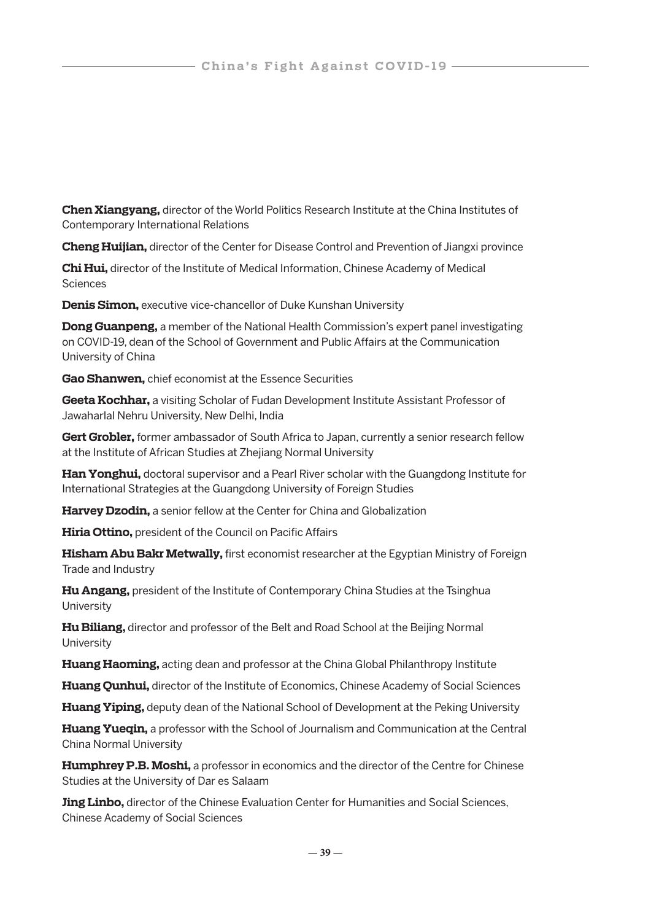**Chen Xiangyang,** director of the World Politics Research Institute at the China Institutes of Contemporary International Relations

**Cheng Huijian,** director of the Center for Disease Control and Prevention of Jiangxi province

**Chi Hui,** director of the Institute of Medical Information, Chinese Academy of Medical Sciences

**Denis Simon,** executive vice-chancellor of Duke Kunshan University

**Dong Guanpeng,** a member of the National Health Commission's expert panel investigating on COVID-19, dean of the School of Government and Public Affairs at the Communication University of China

**Gao Shanwen,** chief economist at the Essence Securities

**Geeta Kochhar,** a visiting Scholar of Fudan Development Institute Assistant Professor of Jawaharlal Nehru University, New Delhi, India

**Gert Grobler,** former ambassador of South Africa to Japan, currently a senior research fellow at the Institute of African Studies at Zhejiang Normal University

**Han Yonghui,** doctoral supervisor and a Pearl River scholar with the Guangdong Institute for International Strategies at the Guangdong University of Foreign Studies

**Harvey Dzodin,** a senior fellow at the Center for China and Globalization

**Hiria Ottino,** president of the Council on Pacific Affairs

**Hisham Abu Bakr Metwally,** first economist researcher at the Egyptian Ministry of Foreign Trade and Industry

**Hu Angang,** president of the Institute of Contemporary China Studies at the Tsinghua University

**Hu Biliang,** director and professor of the Belt and Road School at the Beijing Normal University

**Huang Haoming,** acting dean and professor at the China Global Philanthropy Institute

**Huang Qunhui,** director of the Institute of Economics, Chinese Academy of Social Sciences

**Huang Yiping,** deputy dean of the National School of Development at the Peking University

**Huang Yueqin,** a professor with the School of Journalism and Communication at the Central China Normal University

**Humphrey P.B. Moshi,** a professor in economics and the director of the Centre for Chinese Studies at the University of Dar es Salaam

**Jing Linbo,** director of the Chinese Evaluation Center for Humanities and Social Sciences, Chinese Academy of Social Sciences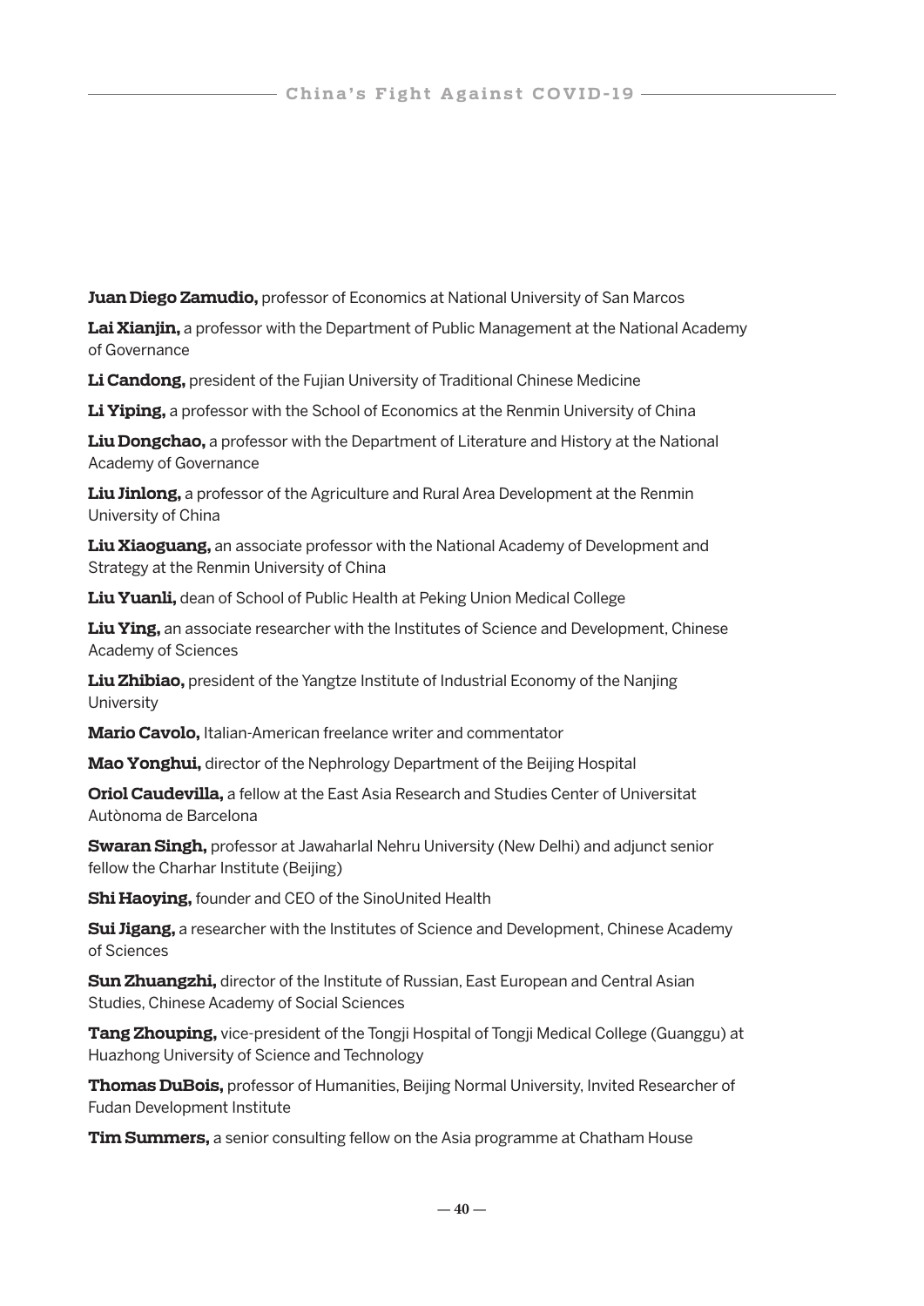**Juan Diego Zamudio,** professor of Economics at National University of San Marcos

**Lai Xianjin,** a professor with the Department of Public Management at the National Academy of Governance

**Li Candong,** president of the Fujian University of Traditional Chinese Medicine

**Li Yiping,** a professor with the School of Economics at the Renmin University of China

**Liu Dongchao,** a professor with the Department of Literature and History at the National Academy of Governance

**Liu Jinlong,** a professor of the Agriculture and Rural Area Development at the Renmin University of China

**Liu Xiaoguang,** an associate professor with the National Academy of Development and Strategy at the Renmin University of China

**Liu Yuanli,** dean of School of Public Health at Peking Union Medical College

**Liu Ying,** an associate researcher with the Institutes of Science and Development, Chinese Academy of Sciences

**Liu Zhibiao,** president of the Yangtze Institute of Industrial Economy of the Nanjing University

**Mario Cavolo,** Italian-American freelance writer and commentator

**Mao Yonghui,** director of the Nephrology Department of the Beijing Hospital

**Oriol Caudevilla,** a fellow at the East Asia Research and Studies Center of Universitat Autònoma de Barcelona

**Swaran Singh,** professor at Jawaharlal Nehru University (New Delhi) and adjunct senior fellow the Charhar Institute (Beijing)

**Shi Haoying,** founder and CEO of the SinoUnited Health

**Sui Jigang,** a researcher with the Institutes of Science and Development, Chinese Academy of Sciences

**Sun Zhuangzhi,** director of the Institute of Russian, East European and Central Asian Studies, Chinese Academy of Social Sciences

**Tang Zhouping,** vice-president of the Tongji Hospital of Tongji Medical College (Guanggu) at Huazhong University of Science and Technology

**Thomas DuBois,** professor of Humanities, Beijing Normal University, Invited Researcher of Fudan Development Institute

**Tim Summers,** a senior consulting fellow on the Asia programme at Chatham House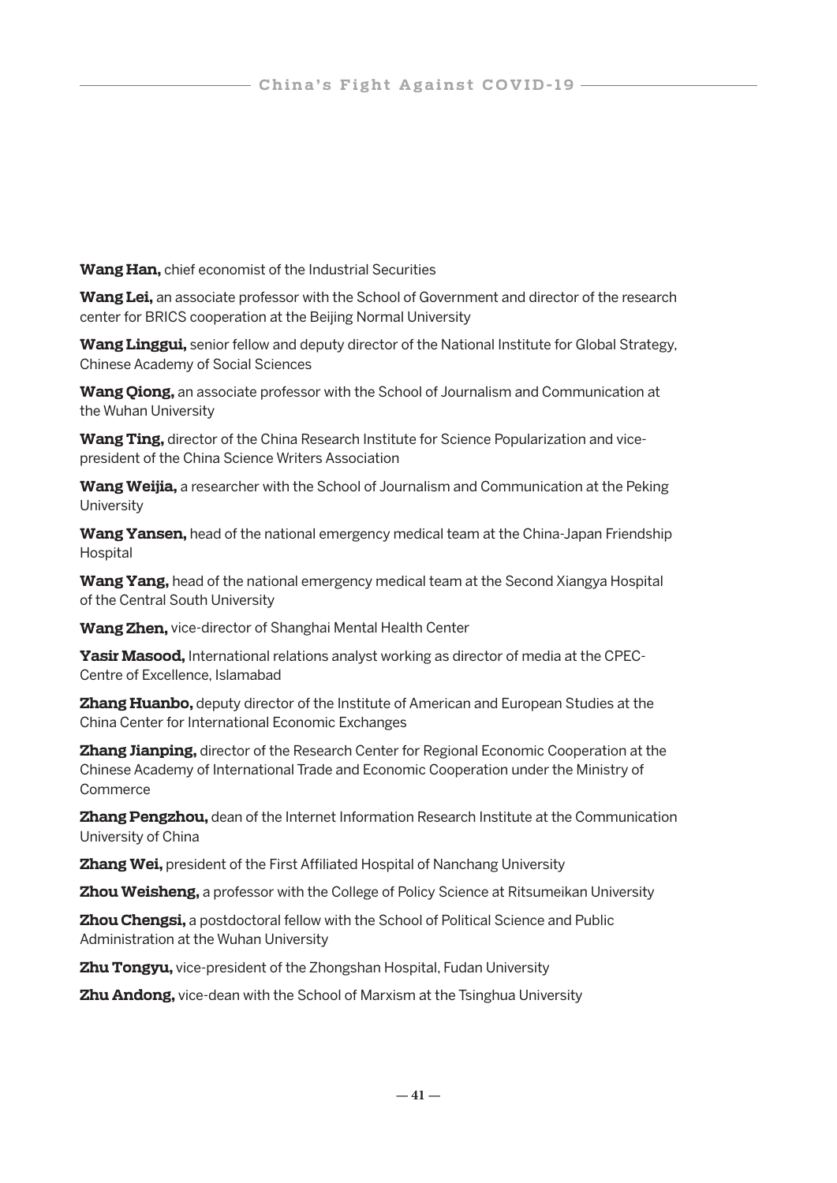**Wang Han,** chief economist of the Industrial Securities

**Wang Lei,** an associate professor with the School of Government and director of the research center for BRICS cooperation at the Beijing Normal University

**Wang Linggui,** senior fellow and deputy director of the National Institute for Global Strategy, Chinese Academy of Social Sciences

**Wang Qiong,** an associate professor with the School of Journalism and Communication at the Wuhan University

**Wang Ting,** director of the China Research Institute for Science Popularization and vice-president of the China Science Writers Association

**Wang Weijia,** a researcher with the School of Journalism and Communication at the Peking University

**Wang Yansen,** head of the national emergency medical team at the China-Japan Friendship Hospital

**Wang Yang,** head of the national emergency medical team at the Second Xiangya Hospital of the Central South University

**Wang Zhen,** vice-director of Shanghai Mental Health Center

**Yasir Masood,** International relations analyst working as director of media at the CPEC-Centre of Excellence, Islamabad

**Zhang Huanbo,** deputy director of the Institute of American and European Studies at the China Center for International Economic Exchanges

**Zhang Jianping,** director of the Research Center for Regional Economic Cooperation at the Chinese Academy of International Trade and Economic Cooperation under the Ministry of Commerce

**Zhang Pengzhou,** dean of the Internet Information Research Institute at the Communication University of China

**Zhang Wei,** president of the First Affiliated Hospital of Nanchang University

**Zhou Weisheng,** a professor with the College of Policy Science at Ritsumeikan University

**Zhou Chengsi,** a postdoctoral fellow with the School of Political Science and Public Administration at the Wuhan University

**Zhu Tongyu,** vice-president of the Zhongshan Hospital, Fudan University

**Zhu Andong,** vice-dean with the School of Marxism at the Tsinghua University